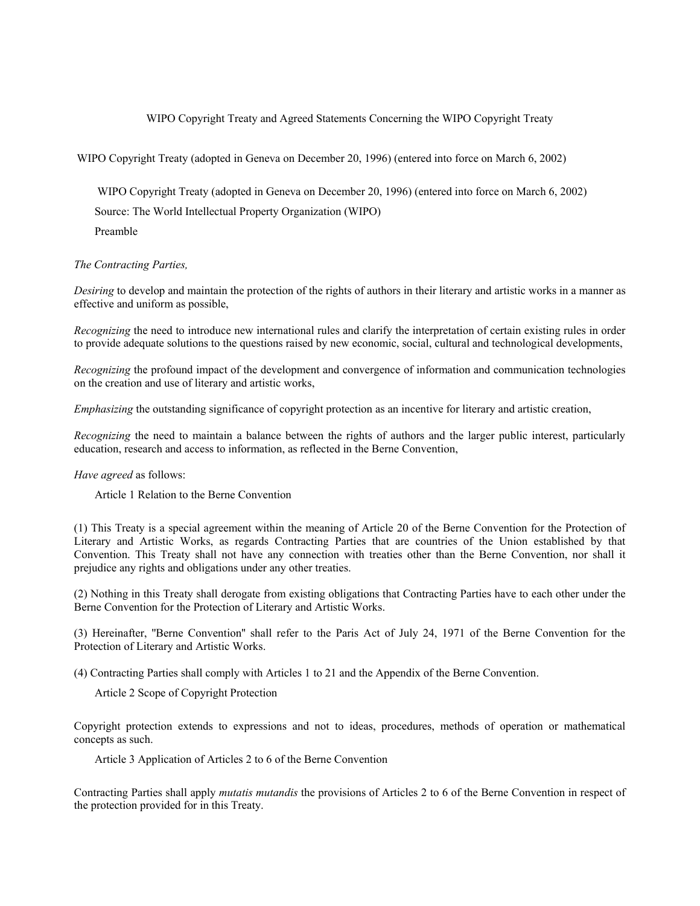# WIPO Copyright Treaty and Agreed Statements Concerning the WIPO Copyright Treaty

WIPO Copyright Treaty (adopted in Geneva on December 20, 1996) (entered into force on March 6, 2002)

WIPO Copyright Treaty (adopted in Geneva on December 20, 1996) (entered into force on March 6, 2002)

Source: The World Intellectual Property Organization (WIPO)

## Preamble

*The Contracting Parties,*

*Desiring* to develop and maintain the protection of the rights of authors in their literary and artistic works in a manner as effective and uniform as possible,

*Recognizing* the need to introduce new international rules and clarify the interpretation of certain existing rules in order to provide adequate solutions to the questions raised by new economic, social, cultural and technological developments,

*Recognizing* the profound impact of the development and convergence of information and communication technologies on the creation and use of literary and artistic works,

*Emphasizing* the outstanding significance of copyright protection as an incentive for literary and artistic creation,

*Recognizing* the need to maintain a balance between the rights of authors and the larger public interest, particularly education, research and access to information, as reflected in the Berne Convention,

*Have agreed* as follows:

## Article 1 Relation to the Berne Convention

(1) This Treaty is a special agreement within the meaning of Article 20 of the Berne Convention for the Protection of Literary and Artistic Works, as regards Contracting Parties that are countries of the Union established by that Convention. This Treaty shall not have any connection with treaties other than the Berne Convention, nor shall it prejudice any rights and obligations under any other treaties.

(2) Nothing in this Treaty shall derogate from existing obligations that Contracting Parties have to each other under the Berne Convention for the Protection of Literary and Artistic Works.

(3) Hereinafter, "Berne Convention" shall refer to the Paris Act of July 24, 1971 of the Berne Convention for the Protection of Literary and Artistic Works.

(4) Contracting Parties shall comply with Articles 1 to 21 and the Appendix of the Berne Convention.

## Article 2 Scope of Copyright Protection

Copyright protection extends to expressions and not to ideas, procedures, methods of operation or mathematical concepts as such.

## Article 3 Application of Articles 2 to 6 of the Berne Convention

Contracting Parties shall apply *mutatis mutandis* the provisions of Articles 2 to 6 of the Berne Convention in respect of the protection provided for in this Treaty.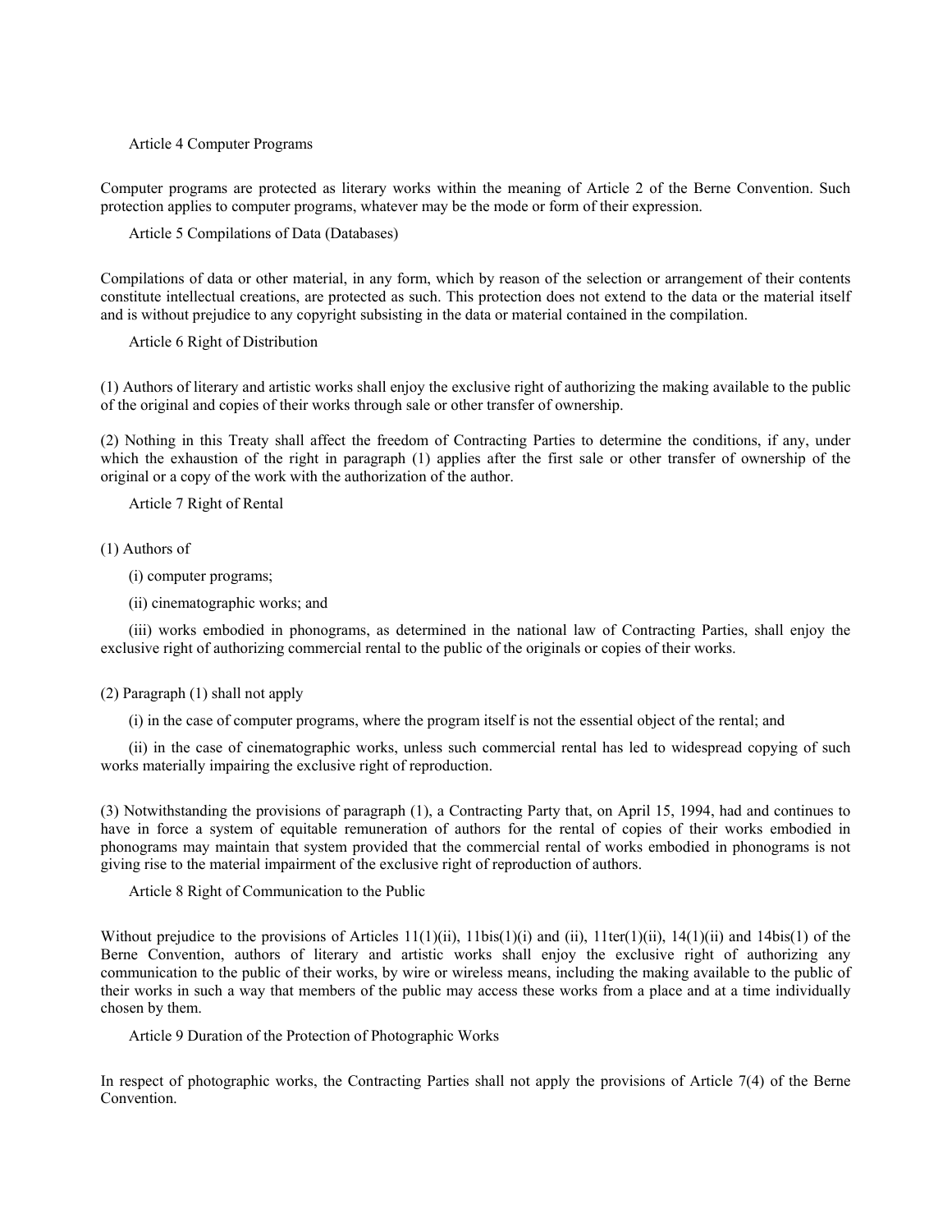## Article 4 Computer Programs

Computer programs are protected as literary works within the meaning of Article 2 of the Berne Convention. Such protection applies to computer programs, whatever may be the mode or form of their expression.

## Article 5 Compilations of Data (Databases)

Compilations of data or other material, in any form, which by reason of the selection or arrangement of their contents constitute intellectual creations, are protected as such. This protection does not extend to the data or the material itself and is without prejudice to any copyright subsisting in the data or material contained in the compilation.

## Article 6 Right of Distribution

(1) Authors of literary and artistic works shall enjoy the exclusive right of authorizing the making available to the public of the original and copies of their works through sale or other transfer of ownership.

(2) Nothing in this Treaty shall affect the freedom of Contracting Parties to determine the conditions, if any, under which the exhaustion of the right in paragraph (1) applies after the first sale or other transfer of ownership of the original or a copy of the work with the authorization of the author.

## Article 7 Right of Rental

(1) Authors of

(i) computer programs;

(ii) cinematographic works; and

(iii) works embodied in phonograms, as determined in the national law of Contracting Parties, shall enjoy the exclusive right of authorizing commercial rental to the public of the originals or copies of their works.

(2) Paragraph (1) shall not apply

(i) in the case of computer programs, where the program itself is not the essential object of the rental; and

(ii) in the case of cinematographic works, unless such commercial rental has led to widespread copying of such works materially impairing the exclusive right of reproduction.

(3) Notwithstanding the provisions of paragraph (1), a Contracting Party that, on April 15, 1994, had and continues to have in force a system of equitable remuneration of authors for the rental of copies of their works embodied in phonograms may maintain that system provided that the commercial rental of works embodied in phonograms is not giving rise to the material impairment of the exclusive right of reproduction of authors.

## Article 8 Right of Communication to the Public

Without prejudice to the provisions of Articles 11(1)(ii), 11bis(1)(i) and (ii), 11ter(1)(ii), 14(1)(ii) and 14bis(1) of the Berne Convention, authors of literary and artistic works shall enjoy the exclusive right of authorizing any communication to the public of their works, by wire or wireless means, including the making available to the public of their works in such a way that members of the public may access these works from a place and at a time individually chosen by them.

## Article 9 Duration of the Protection of Photographic Works

In respect of photographic works, the Contracting Parties shall not apply the provisions of Article 7(4) of the Berne Convention.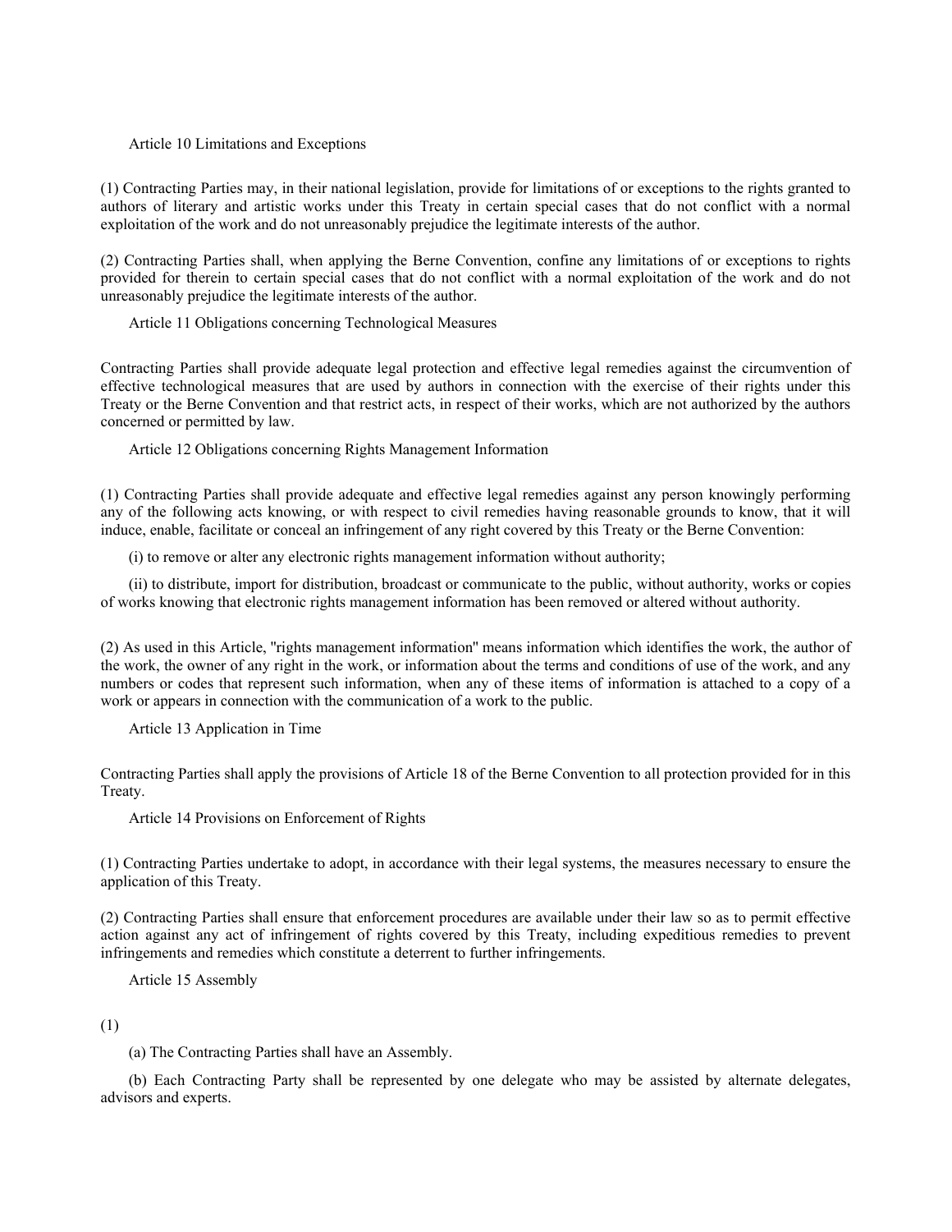### Article 10 Limitations and Exceptions

(1) Contracting Parties may, in their national legislation, provide for limitations of or exceptions to the rights granted to authors of literary and artistic works under this Treaty in certain special cases that do not conflict with a normal exploitation of the work and do not unreasonably prejudice the legitimate interests of the author.

(2) Contracting Parties shall, when applying the Berne Convention, confine any limitations of or exceptions to rights provided for therein to certain special cases that do not conflict with a normal exploitation of the work and do not unreasonably prejudice the legitimate interests of the author.

### Article 11 Obligations concerning Technological Measures

Contracting Parties shall provide adequate legal protection and effective legal remedies against the circumvention of effective technological measures that are used by authors in connection with the exercise of their rights under this Treaty or the Berne Convention and that restrict acts, in respect of their works, which are not authorized by the authors concerned or permitted by law.

### Article 12 Obligations concerning Rights Management Information

(1) Contracting Parties shall provide adequate and effective legal remedies against any person knowingly performing any of the following acts knowing, or with respect to civil remedies having reasonable grounds to know, that it will induce, enable, facilitate or conceal an infringement of any right covered by this Treaty or the Berne Convention:

(i) to remove or alter any electronic rights management information without authority;

(ii) to distribute, import for distribution, broadcast or communicate to the public, without authority, works or copies of works knowing that electronic rights management information has been removed or altered without authority.

(2) As used in this Article, "rights management information" means information which identifies the work, the author of the work, the owner of any right in the work, or information about the terms and conditions of use of the work, and any numbers or codes that represent such information, when any of these items of information is attached to a copy of a work or appears in connection with the communication of a work to the public.

### Article 13 Application in Time

Contracting Parties shall apply the provisions of Article 18 of the Berne Convention to all protection provided for in this Treaty.

### Article 14 Provisions on Enforcement of Rights

(1) Contracting Parties undertake to adopt, in accordance with their legal systems, the measures necessary to ensure the application of this Treaty.

(2) Contracting Parties shall ensure that enforcement procedures are available under their law so as to permit effective action against any act of infringement of rights covered by this Treaty, including expeditious remedies to prevent infringements and remedies which constitute a deterrent to further infringements.

### Article 15 Assembly

(1)

(a) The Contracting Parties shall have an Assembly.

(b) Each Contracting Party shall be represented by one delegate who may be assisted by alternate delegates, advisors and experts.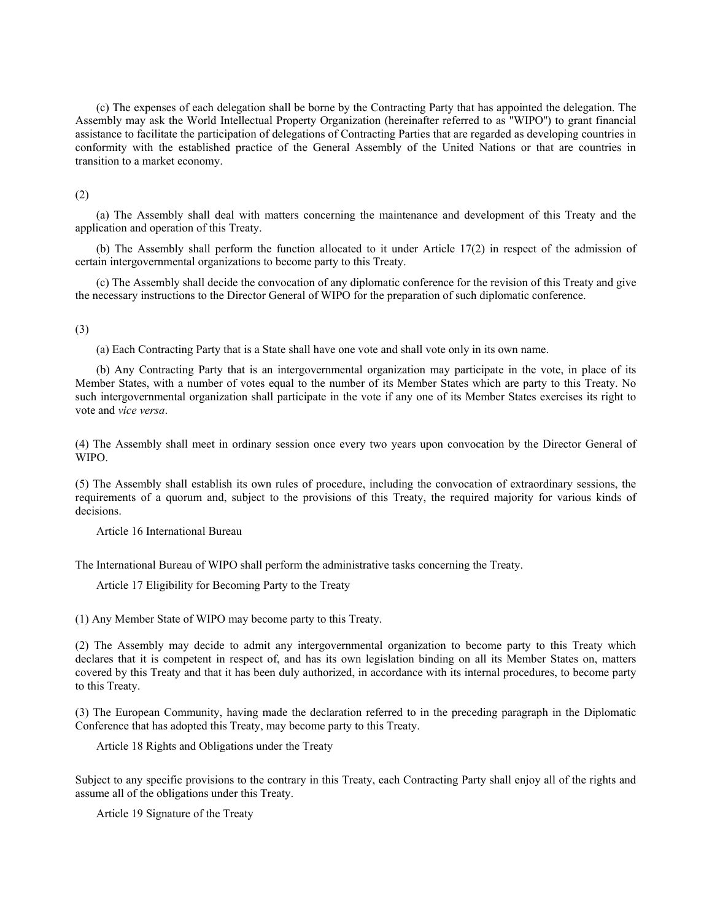(c) The expenses of each delegation shall be borne by the Contracting Party that has appointed the delegation. The Assembly may ask the World Intellectual Property Organization (hereinafter referred to as "WIPO") to grant financial assistance to facilitate the participation of delegations of Contracting Parties that are regarded as developing countries in conformity with the established practice of the General Assembly of the United Nations or that are countries in transition to a market economy.

(2)

(a) The Assembly shall deal with matters concerning the maintenance and development of this Treaty and the application and operation of this Treaty.

(b) The Assembly shall perform the function allocated to it under Article 17(2) in respect of the admission of certain intergovernmental organizations to become party to this Treaty.

(c) The Assembly shall decide the convocation of any diplomatic conference for the revision of this Treaty and give the necessary instructions to the Director General of WIPO for the preparation of such diplomatic conference.

(3)

(a) Each Contracting Party that is a State shall have one vote and shall vote only in its own name.

(b) Any Contracting Party that is an intergovernmental organization may participate in the vote, in place of its Member States, with a number of votes equal to the number of its Member States which are party to this Treaty. No such intergovernmental organization shall participate in the vote if any one of its Member States exercises its right to vote and *vice versa*.

(4) The Assembly shall meet in ordinary session once every two years upon convocation by the Director General of WIPO.

(5) The Assembly shall establish its own rules of procedure, including the convocation of extraordinary sessions, the requirements of a quorum and, subject to the provisions of this Treaty, the required majority for various kinds of decisions.

Article 16 International Bureau

The International Bureau of WIPO shall perform the administrative tasks concerning the Treaty.

Article 17 Eligibility for Becoming Party to the Treaty

(1) Any Member State of WIPO may become party to this Treaty.

(2) The Assembly may decide to admit any intergovernmental organization to become party to this Treaty which declares that it is competent in respect of, and has its own legislation binding on all its Member States on, matters covered by this Treaty and that it has been duly authorized, in accordance with its internal procedures, to become party to this Treaty.

(3) The European Community, having made the declaration referred to in the preceding paragraph in the Diplomatic Conference that has adopted this Treaty, may become party to this Treaty.

Article 18 Rights and Obligations under the Treaty

Subject to any specific provisions to the contrary in this Treaty, each Contracting Party shall enjoy all of the rights and assume all of the obligations under this Treaty.

Article 19 Signature of the Treaty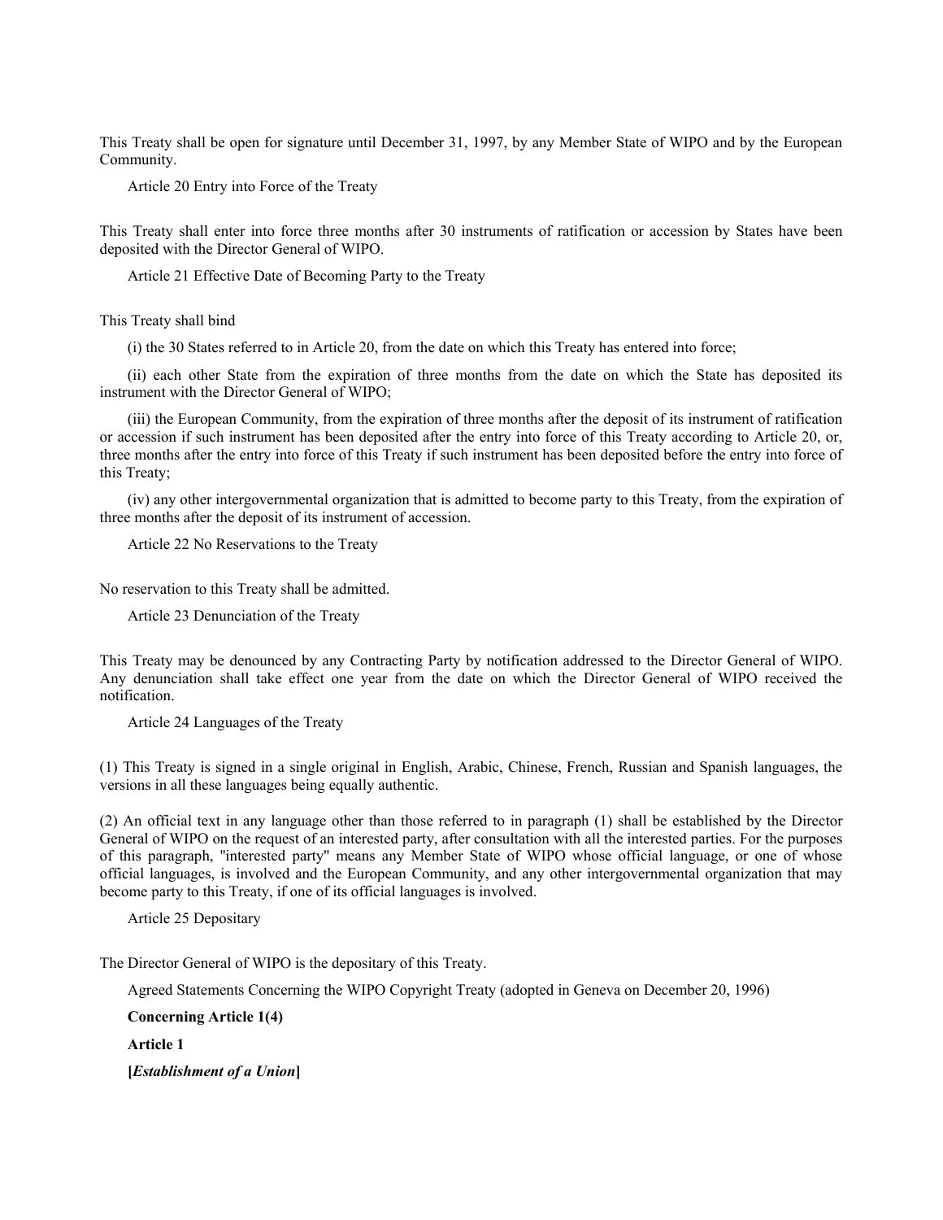This Treaty shall be open for signature until December 31, 1997, by any Member State of WIPO and by the European Community.

Article 20 Entry into Force of the Treaty

This Treaty shall enter into force three months after 30 instruments of ratification or accession by States have been deposited with the Director General of WIPO.

Article 21 Effective Date of Becoming Party to the Treaty

This Treaty shall bind

(i) the 30 States referred to in Article 20, from the date on which this Treaty has entered into force;

(ii) each other State from the expiration of three months from the date on which the State has deposited its instrument with the Director General of WIPO;

(iii) the European Community, from the expiration of three months after the deposit of its instrument of ratification or accession if such instrument has been deposited after the entry into force of this Treaty according to Article 20, or, three months after the entry into force of this Treaty if such instrument has been deposited before the entry into force of this Treaty;

(iv) any other intergovernmental organization that is admitted to become party to this Treaty, from the expiration of three months after the deposit of its instrument of accession.

Article 22 No Reservations to the Treaty

No reservation to this Treaty shall be admitted.

Article 23 Denunciation of the Treaty

This Treaty may be denounced by any Contracting Party by notification addressed to the Director General of WIPO. Any denunciation shall take effect one year from the date on which the Director General of WIPO received the notification.

Article 24 Languages of the Treaty

(1) This Treaty is signed in a single original in English, Arabic, Chinese, French, Russian and Spanish languages, the versions in all these languages being equally authentic.

(2) An official text in any language other than those referred to in paragraph (1) shall be established by the Director General of WIPO on the request of an interested party, after consultation with all the interested parties. For the purposes of this paragraph, "interested party" means any Member State of WIPO whose official language, or one of whose official languages, is involved and the European Community, and any other intergovernmental organization that may become party to this Treaty, if one of its official languages is involved.

Article 25 Depositary

The Director General of WIPO is the depositary of this Treaty.

Agreed Statements Concerning the WIPO Copyright Treaty (adopted in Geneva on December 20, 1996)

**Concerning Article 1(4)**

**Article 1**

**[*Establishment of a Union*]**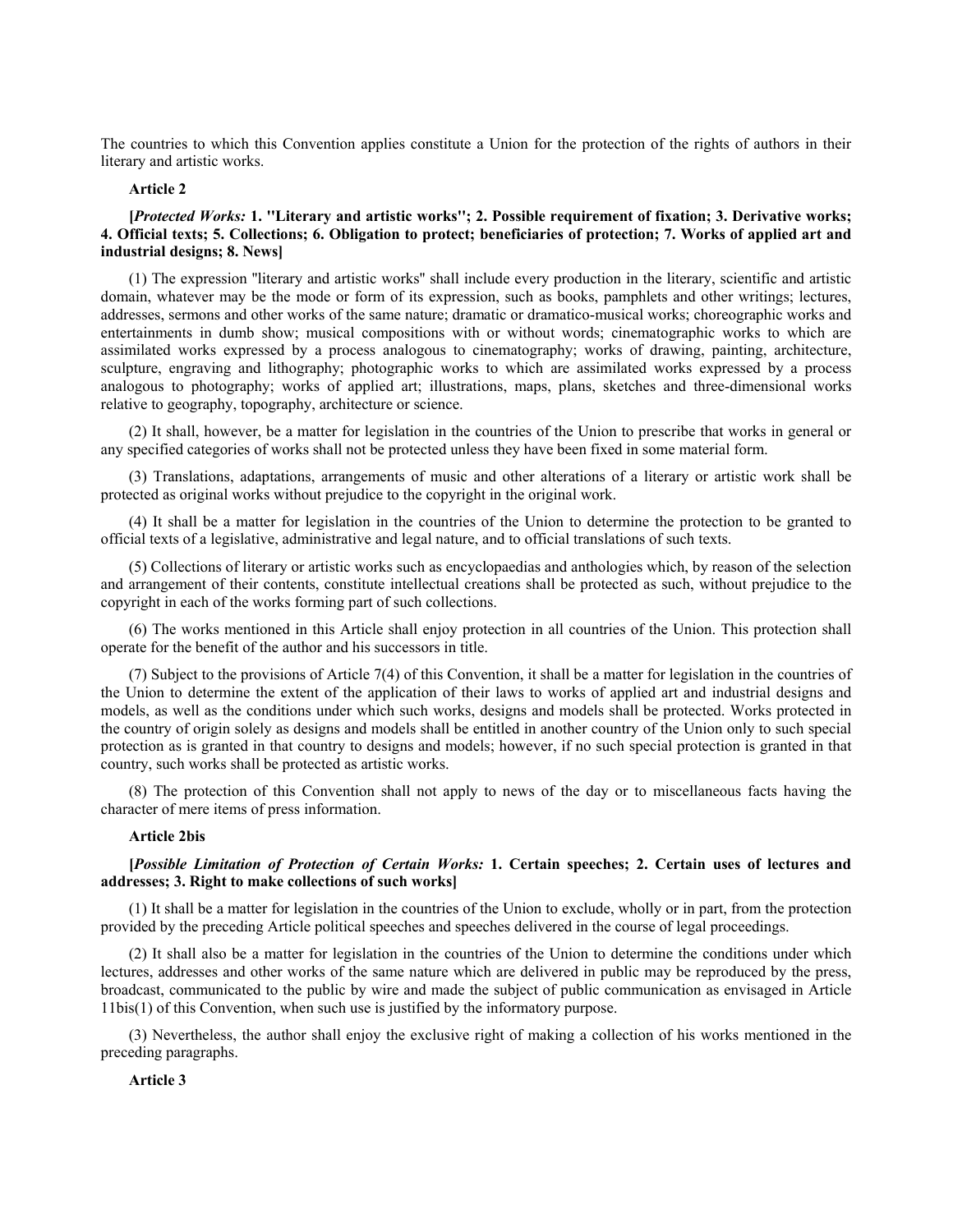The countries to which this Convention applies constitute a Union for the protection of the rights of authors in their literary and artistic works.

**Article 2**

**[*Protected Works:* 1. "Literary and artistic works"; 2. Possible requirement of fixation; 3. Derivative works; 4. Official texts; 5. Collections; 6. Obligation to protect; beneficiaries of protection; 7. Works of applied art and industrial designs; 8. News]**

(1) The expression "literary and artistic works" shall include every production in the literary, scientific and artistic domain, whatever may be the mode or form of its expression, such as books, pamphlets and other writings; lectures, addresses, sermons and other works of the same nature; dramatic or dramatico-musical works; choreographic works and entertainments in dumb show; musical compositions with or without words; cinematographic works to which are assimilated works expressed by a process analogous to cinematography; works of drawing, painting, architecture, sculpture, engraving and lithography; photographic works to which are assimilated works expressed by a process analogous to photography; works of applied art; illustrations, maps, plans, sketches and three-dimensional works relative to geography, topography, architecture or science.

(2) It shall, however, be a matter for legislation in the countries of the Union to prescribe that works in general or any specified categories of works shall not be protected unless they have been fixed in some material form.

(3) Translations, adaptations, arrangements of music and other alterations of a literary or artistic work shall be protected as original works without prejudice to the copyright in the original work.

(4) It shall be a matter for legislation in the countries of the Union to determine the protection to be granted to official texts of a legislative, administrative and legal nature, and to official translations of such texts.

(5) Collections of literary or artistic works such as encyclopaedias and anthologies which, by reason of the selection and arrangement of their contents, constitute intellectual creations shall be protected as such, without prejudice to the copyright in each of the works forming part of such collections.

(6) The works mentioned in this Article shall enjoy protection in all countries of the Union. This protection shall operate for the benefit of the author and his successors in title.

(7) Subject to the provisions of Article 7(4) of this Convention, it shall be a matter for legislation in the countries of the Union to determine the extent of the application of their laws to works of applied art and industrial designs and models, as well as the conditions under which such works, designs and models shall be protected. Works protected in the country of origin solely as designs and models shall be entitled in another country of the Union only to such special protection as is granted in that country to designs and models; however, if no such special protection is granted in that country, such works shall be protected as artistic works.

(8) The protection of this Convention shall not apply to news of the day or to miscellaneous facts having the character of mere items of press information.

**Article 2bis**

**[*Possible Limitation of Protection of Certain Works:* 1. Certain speeches; 2. Certain uses of lectures and addresses; 3. Right to make collections of such works]**

(1) It shall be a matter for legislation in the countries of the Union to exclude, wholly or in part, from the protection provided by the preceding Article political speeches and speeches delivered in the course of legal proceedings.

(2) It shall also be a matter for legislation in the countries of the Union to determine the conditions under which lectures, addresses and other works of the same nature which are delivered in public may be reproduced by the press, broadcast, communicated to the public by wire and made the subject of public communication as envisaged in Article 11bis(1) of this Convention, when such use is justified by the informatory purpose.

(3) Nevertheless, the author shall enjoy the exclusive right of making a collection of his works mentioned in the preceding paragraphs.

**Article 3**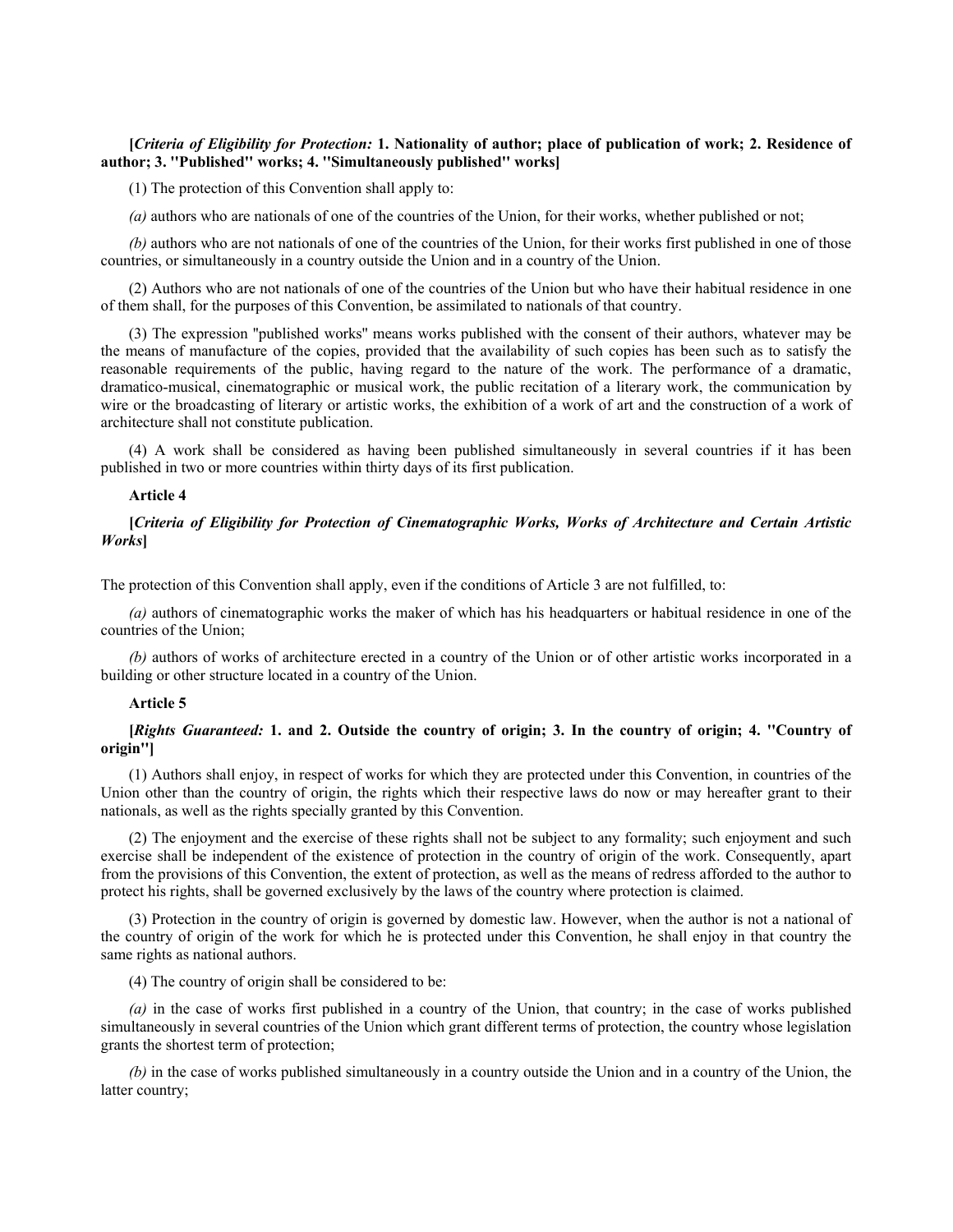**[*Criteria of Eligibility for Protection:* 1. Nationality of author; place of publication of work; 2. Residence of author; 3. "Published" works; 4. "Simultaneously published" works]**

(1) The protection of this Convention shall apply to:

*(a)* authors who are nationals of one of the countries of the Union, for their works, whether published or not;

*(b)* authors who are not nationals of one of the countries of the Union, for their works first published in one of those countries, or simultaneously in a country outside the Union and in a country of the Union.

(2) Authors who are not nationals of one of the countries of the Union but who have their habitual residence in one of them shall, for the purposes of this Convention, be assimilated to nationals of that country.

(3) The expression "published works" means works published with the consent of their authors, whatever may be the means of manufacture of the copies, provided that the availability of such copies has been such as to satisfy the reasonable requirements of the public, having regard to the nature of the work. The performance of a dramatic, dramatico-musical, cinematographic or musical work, the public recitation of a literary work, the communication by wire or the broadcasting of literary or artistic works, the exhibition of a work of art and the construction of a work of architecture shall not constitute publication.

(4) A work shall be considered as having been published simultaneously in several countries if it has been published in two or more countries within thirty days of its first publication.

### Article 4

**[*Criteria of Eligibility for Protection of Cinematographic Works, Works of Architecture and Certain Artistic Works*]**

The protection of this Convention shall apply, even if the conditions of Article 3 are not fulfilled, to:

*(a)* authors of cinematographic works the maker of which has his headquarters or habitual residence in one of the countries of the Union;

*(b)* authors of works of architecture erected in a country of the Union or of other artistic works incorporated in a building or other structure located in a country of the Union.

### Article 5

**[*Rights Guaranteed:* 1. and 2. Outside the country of origin; 3. In the country of origin; 4. "Country of origin"]**

(1) Authors shall enjoy, in respect of works for which they are protected under this Convention, in countries of the Union other than the country of origin, the rights which their respective laws do now or may hereafter grant to their nationals, as well as the rights specially granted by this Convention.

(2) The enjoyment and the exercise of these rights shall not be subject to any formality; such enjoyment and such exercise shall be independent of the existence of protection in the country of origin of the work. Consequently, apart from the provisions of this Convention, the extent of protection, as well as the means of redress afforded to the author to protect his rights, shall be governed exclusively by the laws of the country where protection is claimed.

(3) Protection in the country of origin is governed by domestic law. However, when the author is not a national of the country of origin of the work for which he is protected under this Convention, he shall enjoy in that country the same rights as national authors.

(4) The country of origin shall be considered to be:

*(a)* in the case of works first published in a country of the Union, that country; in the case of works published simultaneously in several countries of the Union which grant different terms of protection, the country whose legislation grants the shortest term of protection;

*(b)* in the case of works published simultaneously in a country outside the Union and in a country of the Union, the latter country;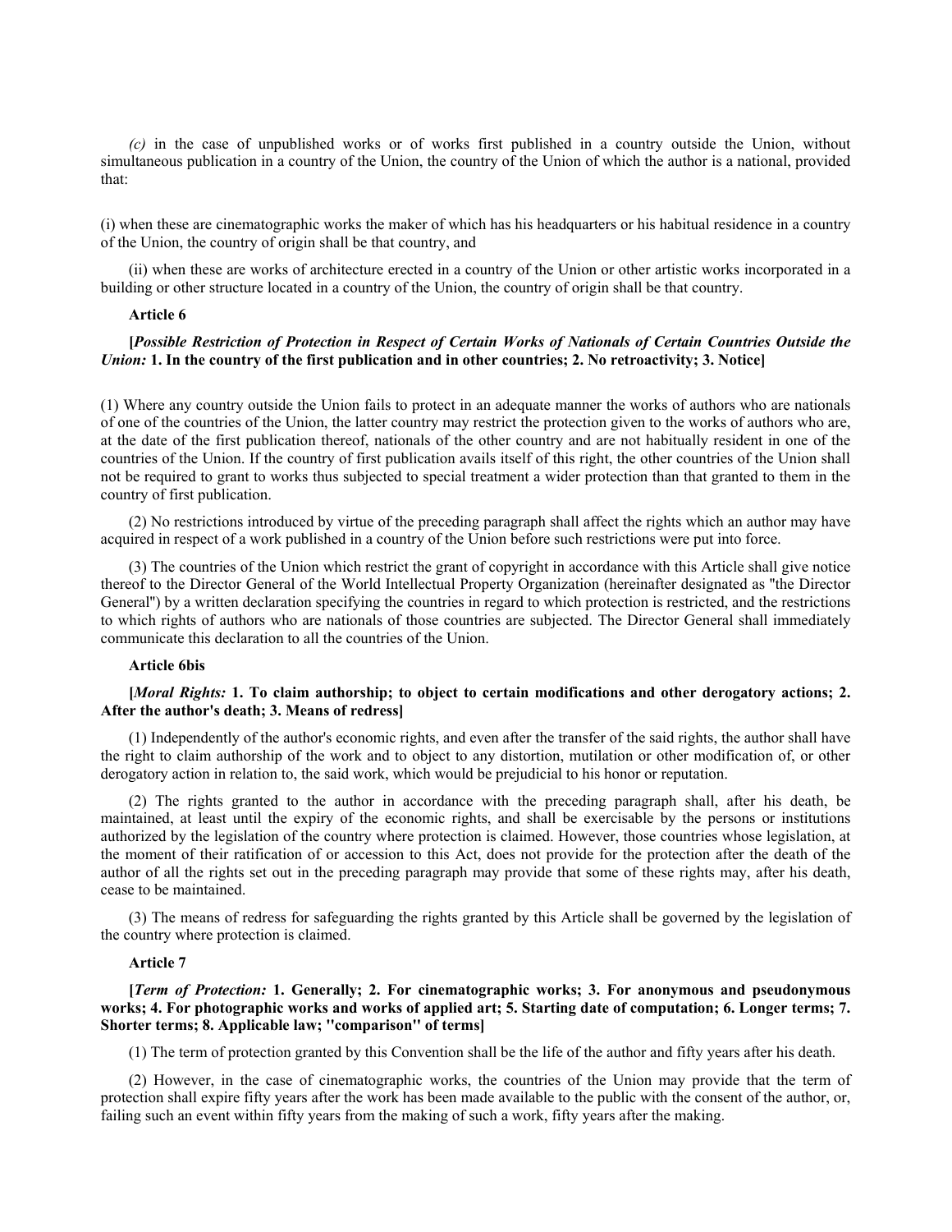*(c)* in the case of unpublished works or of works first published in a country outside the Union, without simultaneous publication in a country of the Union, the country of the Union of which the author is a national, provided that:

(i) when these are cinematographic works the maker of which has his headquarters or his habitual residence in a country of the Union, the country of origin shall be that country, and

(ii) when these are works of architecture erected in a country of the Union or other artistic works incorporated in a building or other structure located in a country of the Union, the country of origin shall be that country.

**Article 6**

**[*Possible Restriction of Protection in Respect of Certain Works of Nationals of Certain Countries Outside the Union:* 1. In the country of the first publication and in other countries; 2. No retroactivity; 3. Notice]**

(1) Where any country outside the Union fails to protect in an adequate manner the works of authors who are nationals of one of the countries of the Union, the latter country may restrict the protection given to the works of authors who are, at the date of the first publication thereof, nationals of the other country and are not habitually resident in one of the countries of the Union. If the country of first publication avails itself of this right, the other countries of the Union shall not be required to grant to works thus subjected to special treatment a wider protection than that granted to them in the country of first publication.

(2) No restrictions introduced by virtue of the preceding paragraph shall affect the rights which an author may have acquired in respect of a work published in a country of the Union before such restrictions were put into force.

(3) The countries of the Union which restrict the grant of copyright in accordance with this Article shall give notice thereof to the Director General of the World Intellectual Property Organization (hereinafter designated as "the Director General") by a written declaration specifying the countries in regard to which protection is restricted, and the restrictions to which rights of authors who are nationals of those countries are subjected. The Director General shall immediately communicate this declaration to all the countries of the Union.

**Article 6bis**

**[*Moral Rights:* 1. To claim authorship; to object to certain modifications and other derogatory actions; 2. After the author's death; 3. Means of redress]**

(1) Independently of the author's economic rights, and even after the transfer of the said rights, the author shall have the right to claim authorship of the work and to object to any distortion, mutilation or other modification of, or other derogatory action in relation to, the said work, which would be prejudicial to his honor or reputation.

(2) The rights granted to the author in accordance with the preceding paragraph shall, after his death, be maintained, at least until the expiry of the economic rights, and shall be exercisable by the persons or institutions authorized by the legislation of the country where protection is claimed. However, those countries whose legislation, at the moment of their ratification of or accession to this Act, does not provide for the protection after the death of the author of all the rights set out in the preceding paragraph may provide that some of these rights may, after his death, cease to be maintained.

(3) The means of redress for safeguarding the rights granted by this Article shall be governed by the legislation of the country where protection is claimed.

**Article 7**

**[*Term of Protection:* 1. Generally; 2. For cinematographic works; 3. For anonymous and pseudonymous works; 4. For photographic works and works of applied art; 5. Starting date of computation; 6. Longer terms; 7. Shorter terms; 8. Applicable law; "comparison" of terms]**

(1) The term of protection granted by this Convention shall be the life of the author and fifty years after his death.

(2) However, in the case of cinematographic works, the countries of the Union may provide that the term of protection shall expire fifty years after the work has been made available to the public with the consent of the author, or, failing such an event within fifty years from the making of such a work, fifty years after the making.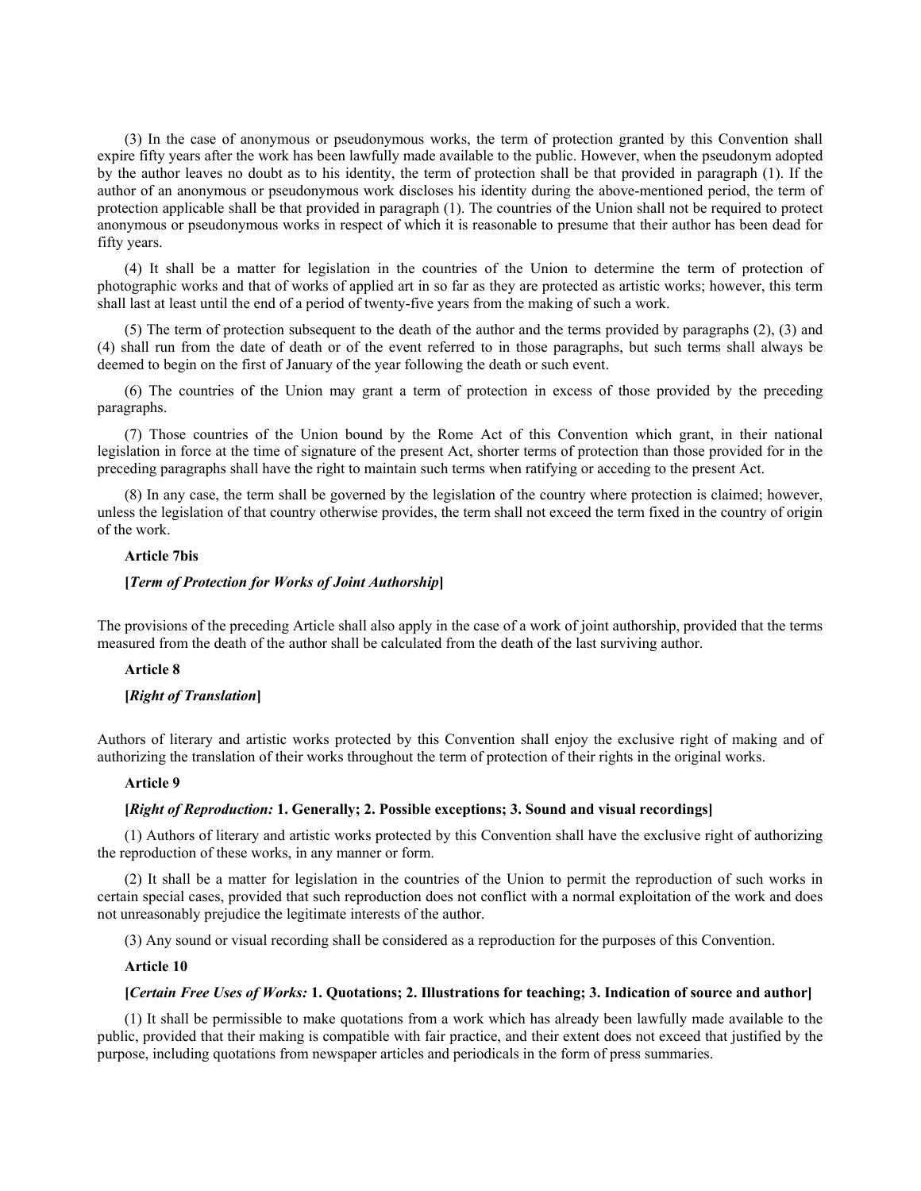(3) In the case of anonymous or pseudonymous works, the term of protection granted by this Convention shall expire fifty years after the work has been lawfully made available to the public. However, when the pseudonym adopted by the author leaves no doubt as to his identity, the term of protection shall be that provided in paragraph (1). If the author of an anonymous or pseudonymous work discloses his identity during the above-mentioned period, the term of protection applicable shall be that provided in paragraph (1). The countries of the Union shall not be required to protect anonymous or pseudonymous works in respect of which it is reasonable to presume that their author has been dead for fifty years.

(4) It shall be a matter for legislation in the countries of the Union to determine the term of protection of photographic works and that of works of applied art in so far as they are protected as artistic works; however, this term shall last at least until the end of a period of twenty-five years from the making of such a work.

(5) The term of protection subsequent to the death of the author and the terms provided by paragraphs (2), (3) and (4) shall run from the date of death or of the event referred to in those paragraphs, but such terms shall always be deemed to begin on the first of January of the year following the death or such event.

(6) The countries of the Union may grant a term of protection in excess of those provided by the preceding paragraphs.

(7) Those countries of the Union bound by the Rome Act of this Convention which grant, in their national legislation in force at the time of signature of the present Act, shorter terms of protection than those provided for in the preceding paragraphs shall have the right to maintain such terms when ratifying or acceding to the present Act.

(8) In any case, the term shall be governed by the legislation of the country where protection is claimed; however, unless the legislation of that country otherwise provides, the term shall not exceed the term fixed in the country of origin of the work.

### Article 7bis

**[*Term of Protection for Works of Joint Authorship*]**

The provisions of the preceding Article shall also apply in the case of a work of joint authorship, provided that the terms measured from the death of the author shall be calculated from the death of the last surviving author.

### Article 8

**[*Right of Translation*]**

Authors of literary and artistic works protected by this Convention shall enjoy the exclusive right of making and of authorizing the translation of their works throughout the term of protection of their rights in the original works.

### Article 9

**[*Right of Reproduction:* 1. Generally; 2. Possible exceptions; 3. Sound and visual recordings]**

(1) Authors of literary and artistic works protected by this Convention shall have the exclusive right of authorizing the reproduction of these works, in any manner or form.

(2) It shall be a matter for legislation in the countries of the Union to permit the reproduction of such works in certain special cases, provided that such reproduction does not conflict with a normal exploitation of the work and does not unreasonably prejudice the legitimate interests of the author.

(3) Any sound or visual recording shall be considered as a reproduction for the purposes of this Convention.

### Article 10

**[*Certain Free Uses of Works:* 1. Quotations; 2. Illustrations for teaching; 3. Indication of source and author]**

(1) It shall be permissible to make quotations from a work which has already been lawfully made available to the public, provided that their making is compatible with fair practice, and their extent does not exceed that justified by the purpose, including quotations from newspaper articles and periodicals in the form of press summaries.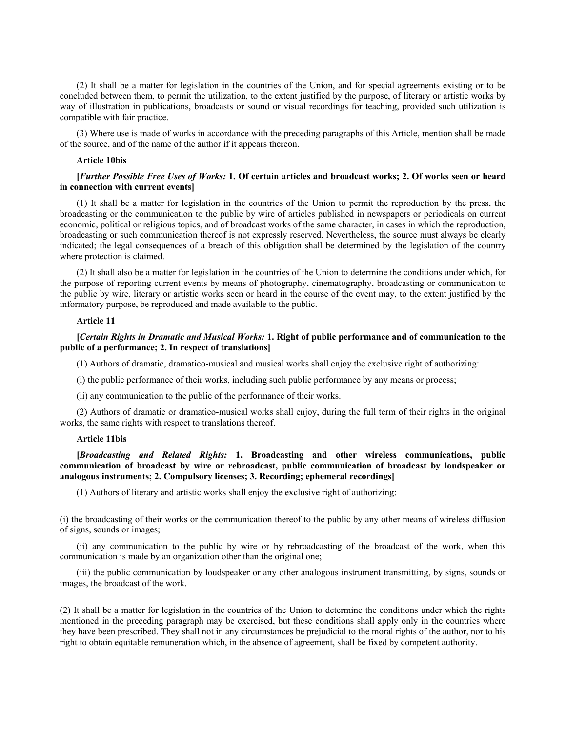(2) It shall be a matter for legislation in the countries of the Union, and for special agreements existing or to be concluded between them, to permit the utilization, to the extent justified by the purpose, of literary or artistic works by way of illustration in publications, broadcasts or sound or visual recordings for teaching, provided such utilization is compatible with fair practice.

(3) Where use is made of works in accordance with the preceding paragraphs of this Article, mention shall be made of the source, and of the name of the author if it appears thereon.

**Article 10bis**

**[*Further Possible Free Uses of Works:* 1. Of certain articles and broadcast works; 2. Of works seen or heard in connection with current events]**

(1) It shall be a matter for legislation in the countries of the Union to permit the reproduction by the press, the broadcasting or the communication to the public by wire of articles published in newspapers or periodicals on current economic, political or religious topics, and of broadcast works of the same character, in cases in which the reproduction, broadcasting or such communication thereof is not expressly reserved. Nevertheless, the source must always be clearly indicated; the legal consequences of a breach of this obligation shall be determined by the legislation of the country where protection is claimed.

(2) It shall also be a matter for legislation in the countries of the Union to determine the conditions under which, for the purpose of reporting current events by means of photography, cinematography, broadcasting or communication to the public by wire, literary or artistic works seen or heard in the course of the event may, to the extent justified by the informatory purpose, be reproduced and made available to the public.

**Article 11**

**[*Certain Rights in Dramatic and Musical Works:* 1. Right of public performance and of communication to the public of a performance; 2. In respect of translations]**

(1) Authors of dramatic, dramatico-musical and musical works shall enjoy the exclusive right of authorizing:

(i) the public performance of their works, including such public performance by any means or process;

(ii) any communication to the public of the performance of their works.

(2) Authors of dramatic or dramatico-musical works shall enjoy, during the full term of their rights in the original works, the same rights with respect to translations thereof.

**Article 11bis**

**[*Broadcasting and Related Rights:* 1. Broadcasting and other wireless communications, public communication of broadcast by wire or rebroadcast, public communication of broadcast by loudspeaker or analogous instruments; 2. Compulsory licenses; 3. Recording; ephemeral recordings]**

(1) Authors of literary and artistic works shall enjoy the exclusive right of authorizing:

(i) the broadcasting of their works or the communication thereof to the public by any other means of wireless diffusion of signs, sounds or images;

(ii) any communication to the public by wire or by rebroadcasting of the broadcast of the work, when this communication is made by an organization other than the original one;

(iii) the public communication by loudspeaker or any other analogous instrument transmitting, by signs, sounds or images, the broadcast of the work.

(2) It shall be a matter for legislation in the countries of the Union to determine the conditions under which the rights mentioned in the preceding paragraph may be exercised, but these conditions shall apply only in the countries where they have been prescribed. They shall not in any circumstances be prejudicial to the moral rights of the author, nor to his right to obtain equitable remuneration which, in the absence of agreement, shall be fixed by competent authority.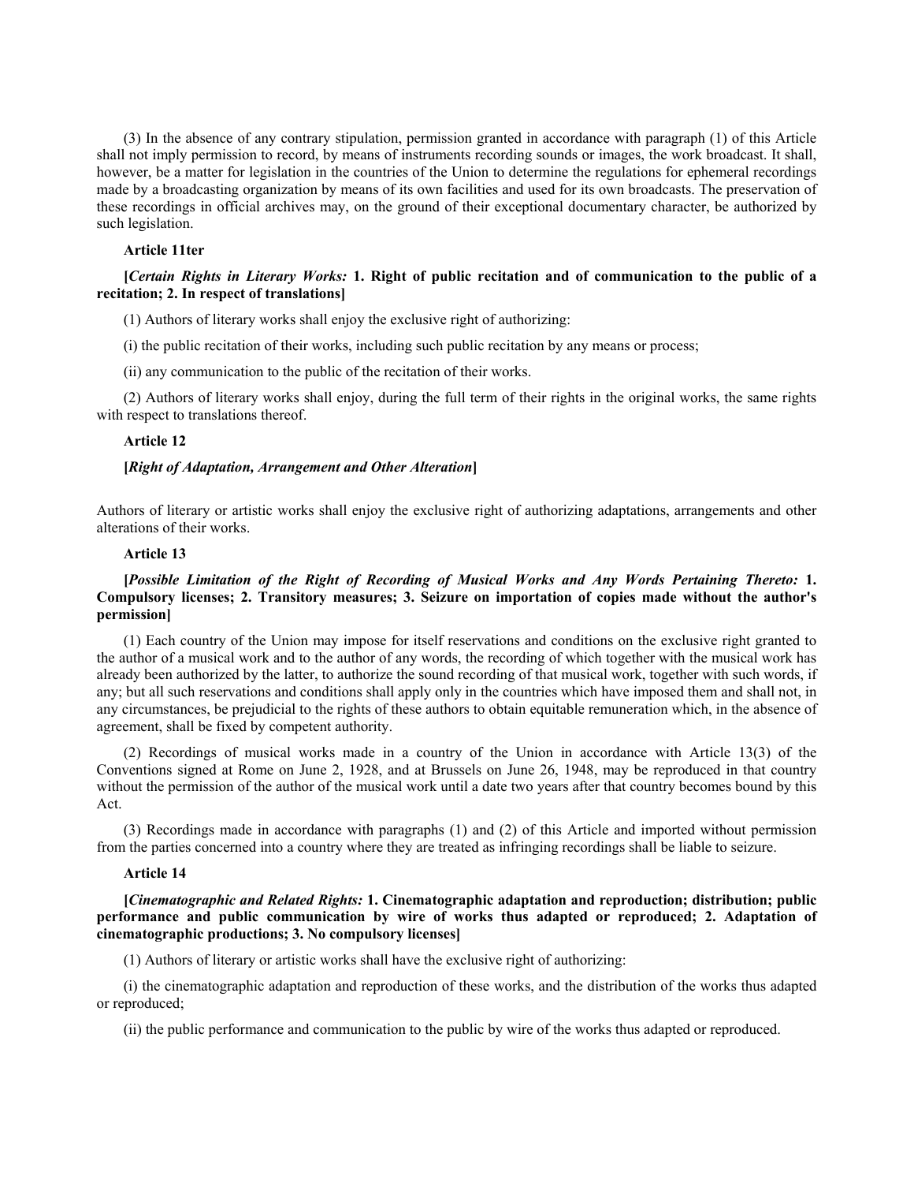(3) In the absence of any contrary stipulation, permission granted in accordance with paragraph (1) of this Article shall not imply permission to record, by means of instruments recording sounds or images, the work broadcast. It shall, however, be a matter for legislation in the countries of the Union to determine the regulations for ephemeral recordings made by a broadcasting organization by means of its own facilities and used for its own broadcasts. The preservation of these recordings in official archives may, on the ground of their exceptional documentary character, be authorized by such legislation.

### Article 11ter

**[*Certain Rights in Literary Works:* 1. Right of public recitation and of communication to the public of a recitation; 2. In respect of translations]**

(1) Authors of literary works shall enjoy the exclusive right of authorizing:

(i) the public recitation of their works, including such public recitation by any means or process;

(ii) any communication to the public of the recitation of their works.

(2) Authors of literary works shall enjoy, during the full term of their rights in the original works, the same rights with respect to translations thereof.

### Article 12

**[*Right of Adaptation, Arrangement and Other Alteration*]**

Authors of literary or artistic works shall enjoy the exclusive right of authorizing adaptations, arrangements and other alterations of their works.

### Article 13

**[*Possible Limitation of the Right of Recording of Musical Works and Any Words Pertaining Thereto:* 1. Compulsory licenses; 2. Transitory measures; 3. Seizure on importation of copies made without the author's permission]**

(1) Each country of the Union may impose for itself reservations and conditions on the exclusive right granted to the author of a musical work and to the author of any words, the recording of which together with the musical work has already been authorized by the latter, to authorize the sound recording of that musical work, together with such words, if any; but all such reservations and conditions shall apply only in the countries which have imposed them and shall not, in any circumstances, be prejudicial to the rights of these authors to obtain equitable remuneration which, in the absence of agreement, shall be fixed by competent authority.

(2) Recordings of musical works made in a country of the Union in accordance with Article 13(3) of the Conventions signed at Rome on June 2, 1928, and at Brussels on June 26, 1948, may be reproduced in that country without the permission of the author of the musical work until a date two years after that country becomes bound by this Act.

(3) Recordings made in accordance with paragraphs (1) and (2) of this Article and imported without permission from the parties concerned into a country where they are treated as infringing recordings shall be liable to seizure.

### Article 14

**[*Cinematographic and Related Rights:* 1. Cinematographic adaptation and reproduction; distribution; public performance and public communication by wire of works thus adapted or reproduced; 2. Adaptation of cinematographic productions; 3. No compulsory licenses]**

(1) Authors of literary or artistic works shall have the exclusive right of authorizing:

(i) the cinematographic adaptation and reproduction of these works, and the distribution of the works thus adapted or reproduced;

(ii) the public performance and communication to the public by wire of the works thus adapted or reproduced.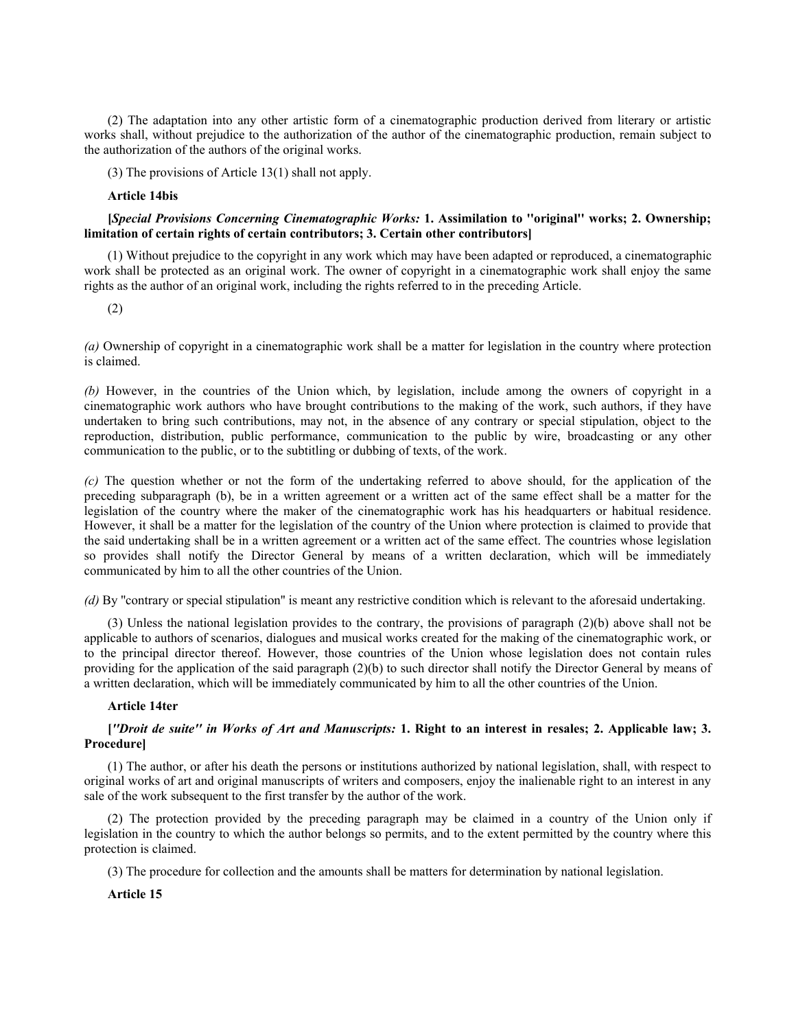(2) The adaptation into any other artistic form of a cinematographic production derived from literary or artistic works shall, without prejudice to the authorization of the author of the cinematographic production, remain subject to the authorization of the authors of the original works.

(3) The provisions of Article 13(1) shall not apply.

**Article 14bis**

**[*Special Provisions Concerning Cinematographic Works:* 1. Assimilation to "original" works; 2. Ownership; limitation of certain rights of certain contributors; 3. Certain other contributors]**

(1) Without prejudice to the copyright in any work which may have been adapted or reproduced, a cinematographic work shall be protected as an original work. The owner of copyright in a cinematographic work shall enjoy the same rights as the author of an original work, including the rights referred to in the preceding Article.

(2)

*(a)* Ownership of copyright in a cinematographic work shall be a matter for legislation in the country where protection is claimed.

*(b)* However, in the countries of the Union which, by legislation, include among the owners of copyright in a cinematographic work authors who have brought contributions to the making of the work, such authors, if they have undertaken to bring such contributions, may not, in the absence of any contrary or special stipulation, object to the reproduction, distribution, public performance, communication to the public by wire, broadcasting or any other communication to the public, or to the subtitling or dubbing of texts, of the work.

*(c)* The question whether or not the form of the undertaking referred to above should, for the application of the preceding subparagraph (b), be in a written agreement or a written act of the same effect shall be a matter for the legislation of the country where the maker of the cinematographic work has his headquarters or habitual residence. However, it shall be a matter for the legislation of the country of the Union where protection is claimed to provide that the said undertaking shall be in a written agreement or a written act of the same effect. The countries whose legislation so provides shall notify the Director General by means of a written declaration, which will be immediately communicated by him to all the other countries of the Union.

*(d)* By "contrary or special stipulation" is meant any restrictive condition which is relevant to the aforesaid undertaking.

(3) Unless the national legislation provides to the contrary, the provisions of paragraph (2)(b) above shall not be applicable to authors of scenarios, dialogues and musical works created for the making of the cinematographic work, or to the principal director thereof. However, those countries of the Union whose legislation does not contain rules providing for the application of the said paragraph (2)(b) to such director shall notify the Director General by means of a written declaration, which will be immediately communicated by him to all the other countries of the Union.

**Article 14ter**

**[*"Droit de suite" in Works of Art and Manuscripts:* 1. Right to an interest in resales; 2. Applicable law; 3. Procedure]**

(1) The author, or after his death the persons or institutions authorized by national legislation, shall, with respect to original works of art and original manuscripts of writers and composers, enjoy the inalienable right to an interest in any sale of the work subsequent to the first transfer by the author of the work.

(2) The protection provided by the preceding paragraph may be claimed in a country of the Union only if legislation in the country to which the author belongs so permits, and to the extent permitted by the country where this protection is claimed.

(3) The procedure for collection and the amounts shall be matters for determination by national legislation.

**Article 15**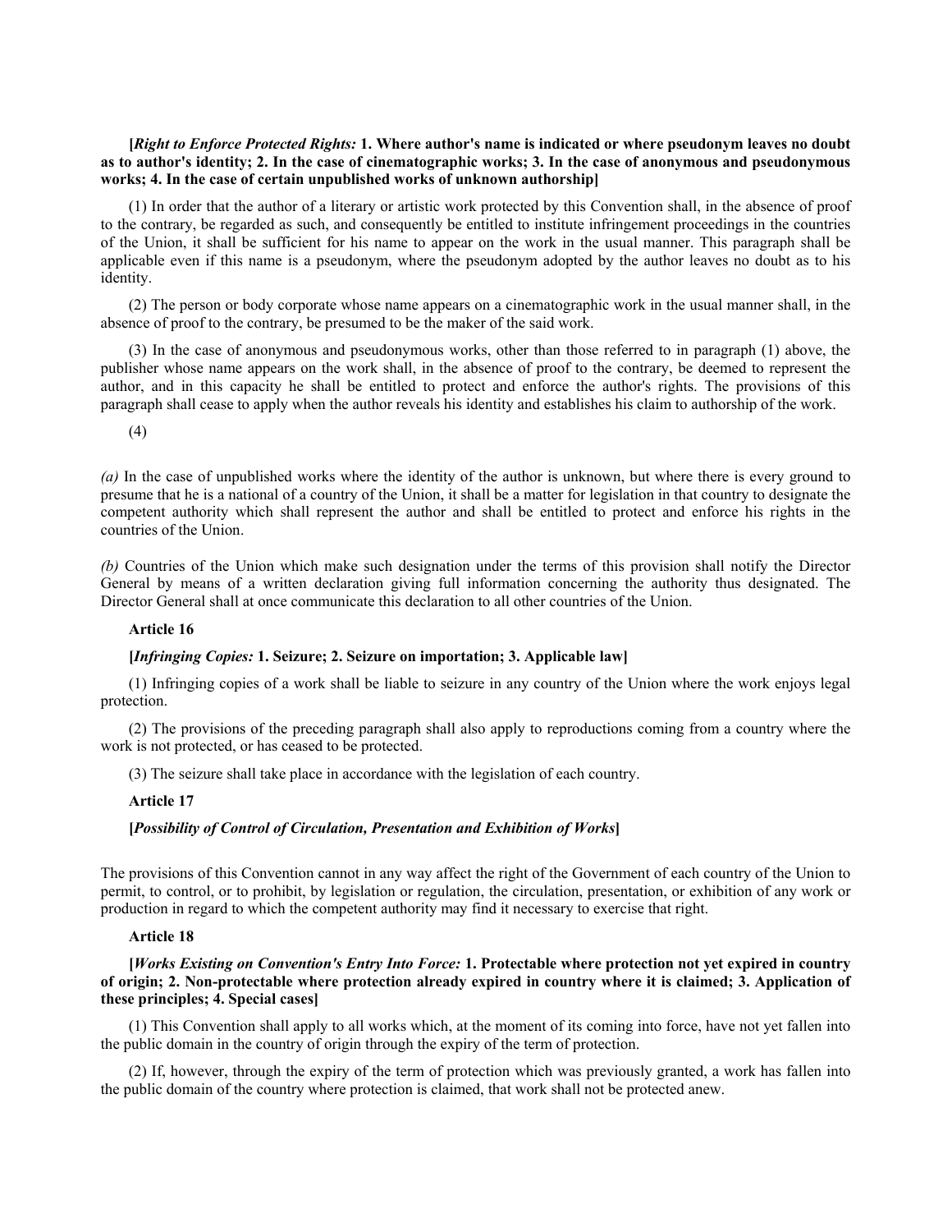**[*Right to Enforce Protected Rights:* 1. Where author's name is indicated or where pseudonym leaves no doubt as to author's identity; 2. In the case of cinematographic works; 3. In the case of anonymous and pseudonymous works; 4. In the case of certain unpublished works of unknown authorship]**

(1) In order that the author of a literary or artistic work protected by this Convention shall, in the absence of proof to the contrary, be regarded as such, and consequently be entitled to institute infringement proceedings in the countries of the Union, it shall be sufficient for his name to appear on the work in the usual manner. This paragraph shall be applicable even if this name is a pseudonym, where the pseudonym adopted by the author leaves no doubt as to his identity.

(2) The person or body corporate whose name appears on a cinematographic work in the usual manner shall, in the absence of proof to the contrary, be presumed to be the maker of the said work.

(3) In the case of anonymous and pseudonymous works, other than those referred to in paragraph (1) above, the publisher whose name appears on the work shall, in the absence of proof to the contrary, be deemed to represent the author, and in this capacity he shall be entitled to protect and enforce the author's rights. The provisions of this paragraph shall cease to apply when the author reveals his identity and establishes his claim to authorship of the work.

(4)

*(a)* In the case of unpublished works where the identity of the author is unknown, but where there is every ground to presume that he is a national of a country of the Union, it shall be a matter for legislation in that country to designate the competent authority which shall represent the author and shall be entitled to protect and enforce his rights in the countries of the Union.

*(b)* Countries of the Union which make such designation under the terms of this provision shall notify the Director General by means of a written declaration giving full information concerning the authority thus designated. The Director General shall at once communicate this declaration to all other countries of the Union.

**Article 16**

**[*Infringing Copies:* 1. Seizure; 2. Seizure on importation; 3. Applicable law]**

(1) Infringing copies of a work shall be liable to seizure in any country of the Union where the work enjoys legal protection.

(2) The provisions of the preceding paragraph shall also apply to reproductions coming from a country where the work is not protected, or has ceased to be protected.

(3) The seizure shall take place in accordance with the legislation of each country.

**Article 17**

**[*Possibility of Control of Circulation, Presentation and Exhibition of Works*]**

The provisions of this Convention cannot in any way affect the right of the Government of each country of the Union to permit, to control, or to prohibit, by legislation or regulation, the circulation, presentation, or exhibition of any work or production in regard to which the competent authority may find it necessary to exercise that right.

**Article 18**

**[*Works Existing on Convention's Entry Into Force:* 1. Protectable where protection not yet expired in country of origin; 2. Non-protectable where protection already expired in country where it is claimed; 3. Application of these principles; 4. Special cases]**

(1) This Convention shall apply to all works which, at the moment of its coming into force, have not yet fallen into the public domain in the country of origin through the expiry of the term of protection.

(2) If, however, through the expiry of the term of protection which was previously granted, a work has fallen into the public domain of the country where protection is claimed, that work shall not be protected anew.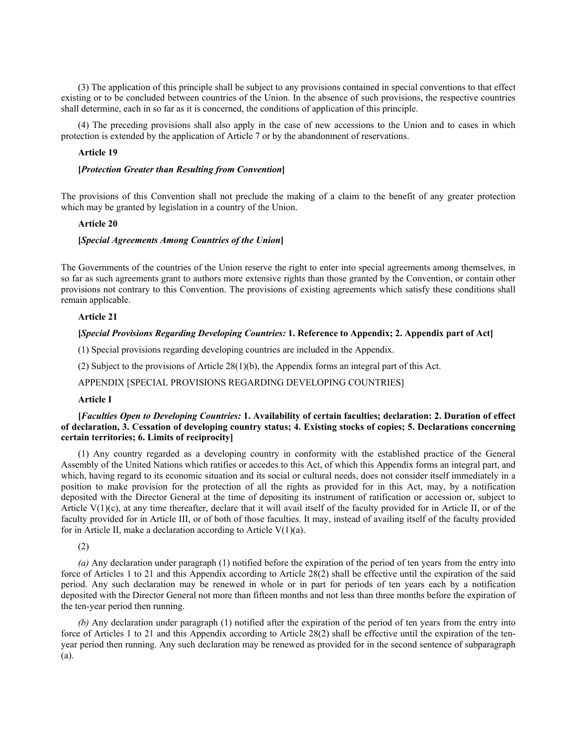(3) The application of this principle shall be subject to any provisions contained in special conventions to that effect existing or to be concluded between countries of the Union. In the absence of such provisions, the respective countries shall determine, each in so far as it is concerned, the conditions of application of this principle.

(4) The preceding provisions shall also apply in the case of new accessions to the Union and to cases in which protection is extended by the application of Article 7 or by the abandonment of reservations.

**Article 19**

**[*Protection Greater than Resulting from Convention*]**

The provisions of this Convention shall not preclude the making of a claim to the benefit of any greater protection which may be granted by legislation in a country of the Union.

**Article 20**

**[*Special Agreements Among Countries of the Union*]**

The Governments of the countries of the Union reserve the right to enter into special agreements among themselves, in so far as such agreements grant to authors more extensive rights than those granted by the Convention, or contain other provisions not contrary to this Convention. The provisions of existing agreements which satisfy these conditions shall remain applicable.

**Article 21**

**[*Special Provisions Regarding Developing Countries:* 1. Reference to Appendix; 2. Appendix part of Act]**

(1) Special provisions regarding developing countries are included in the Appendix.

(2) Subject to the provisions of Article 28(1)(b), the Appendix forms an integral part of this Act.

APPENDIX [SPECIAL PROVISIONS REGARDING DEVELOPING COUNTRIES]

**Article I**

**[*Faculties Open to Developing Countries:* 1. Availability of certain faculties; declaration: 2. Duration of effect of declaration, 3. Cessation of developing country status; 4. Existing stocks of copies; 5. Declarations concerning certain territories; 6. Limits of reciprocity]**

(1) Any country regarded as a developing country in conformity with the established practice of the General Assembly of the United Nations which ratifies or accedes to this Act, of which this Appendix forms an integral part, and which, having regard to its economic situation and its social or cultural needs, does not consider itself immediately in a position to make provision for the protection of all the rights as provided for in this Act, may, by a notification deposited with the Director General at the time of depositing its instrument of ratification or accession or, subject to Article V(1)(c), at any time thereafter, declare that it will avail itself of the faculty provided for in Article II, or of the faculty provided for in Article III, or of both of those faculties. It may, instead of availing itself of the faculty provided for in Article II, make a declaration according to Article V(1)(a).

(2)

*(a)* Any declaration under paragraph (1) notified before the expiration of the period of ten years from the entry into force of Articles 1 to 21 and this Appendix according to Article 28(2) shall be effective until the expiration of the said period. Any such declaration may be renewed in whole or in part for periods of ten years each by a notification deposited with the Director General not more than fifteen months and not less than three months before the expiration of the ten-year period then running.

*(b)* Any declaration under paragraph (1) notified after the expiration of the period of ten years from the entry into force of Articles 1 to 21 and this Appendix according to Article 28(2) shall be effective until the expiration of the ten-year period then running. Any such declaration may be renewed as provided for in the second sentence of subparagraph (a).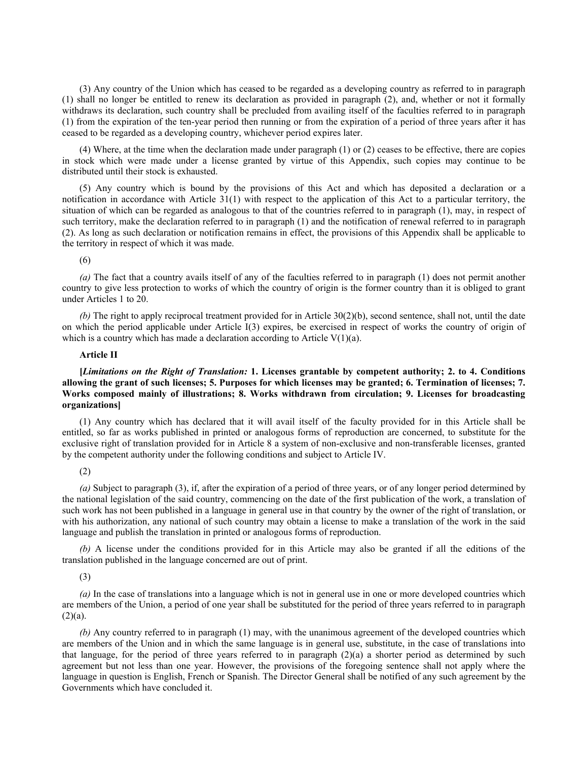(3) Any country of the Union which has ceased to be regarded as a developing country as referred to in paragraph (1) shall no longer be entitled to renew its declaration as provided in paragraph (2), and, whether or not it formally withdraws its declaration, such country shall be precluded from availing itself of the faculties referred to in paragraph (1) from the expiration of the ten-year period then running or from the expiration of a period of three years after it has ceased to be regarded as a developing country, whichever period expires later.

(4) Where, at the time when the declaration made under paragraph (1) or (2) ceases to be effective, there are copies in stock which were made under a license granted by virtue of this Appendix, such copies may continue to be distributed until their stock is exhausted.

(5) Any country which is bound by the provisions of this Act and which has deposited a declaration or a notification in accordance with Article 31(1) with respect to the application of this Act to a particular territory, the situation of which can be regarded as analogous to that of the countries referred to in paragraph (1), may, in respect of such territory, make the declaration referred to in paragraph (1) and the notification of renewal referred to in paragraph (2). As long as such declaration or notification remains in effect, the provisions of this Appendix shall be applicable to the territory in respect of which it was made.

(6)

*(a)* The fact that a country avails itself of any of the faculties referred to in paragraph (1) does not permit another country to give less protection to works of which the country of origin is the former country than it is obliged to grant under Articles 1 to 20.

*(b)* The right to apply reciprocal treatment provided for in Article 30(2)(b), second sentence, shall not, until the date on which the period applicable under Article I(3) expires, be exercised in respect of works the country of origin of which is a country which has made a declaration according to Article V(1)(a).

**Article II**

**[*Limitations on the Right of Translation:* 1. Licenses grantable by competent authority; 2. to 4. Conditions allowing the grant of such licenses; 5. Purposes for which licenses may be granted; 6. Termination of licenses; 7. Works composed mainly of illustrations; 8. Works withdrawn from circulation; 9. Licenses for broadcasting organizations]**

(1) Any country which has declared that it will avail itself of the faculty provided for in this Article shall be entitled, so far as works published in printed or analogous forms of reproduction are concerned, to substitute for the exclusive right of translation provided for in Article 8 a system of non-exclusive and non-transferable licenses, granted by the competent authority under the following conditions and subject to Article IV.

(2)

*(a)* Subject to paragraph (3), if, after the expiration of a period of three years, or of any longer period determined by the national legislation of the said country, commencing on the date of the first publication of the work, a translation of such work has not been published in a language in general use in that country by the owner of the right of translation, or with his authorization, any national of such country may obtain a license to make a translation of the work in the said language and publish the translation in printed or analogous forms of reproduction.

*(b)* A license under the conditions provided for in this Article may also be granted if all the editions of the translation published in the language concerned are out of print.

(3)

*(a)* In the case of translations into a language which is not in general use in one or more developed countries which are members of the Union, a period of one year shall be substituted for the period of three years referred to in paragraph (2)(a).

*(b)* Any country referred to in paragraph (1) may, with the unanimous agreement of the developed countries which are members of the Union and in which the same language is in general use, substitute, in the case of translations into that language, for the period of three years referred to in paragraph (2)(a) a shorter period as determined by such agreement but not less than one year. However, the provisions of the foregoing sentence shall not apply where the language in question is English, French or Spanish. The Director General shall be notified of any such agreement by the Governments which have concluded it.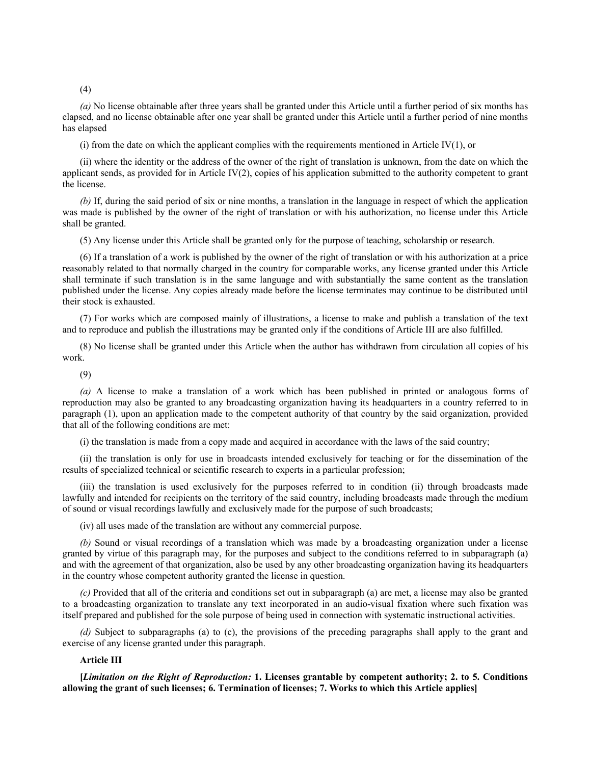(4)

*(a)* No license obtainable after three years shall be granted under this Article until a further period of six months has elapsed, and no license obtainable after one year shall be granted under this Article until a further period of nine months has elapsed

(i) from the date on which the applicant complies with the requirements mentioned in Article IV(1), or

(ii) where the identity or the address of the owner of the right of translation is unknown, from the date on which the applicant sends, as provided for in Article IV(2), copies of his application submitted to the authority competent to grant the license.

*(b)* If, during the said period of six or nine months, a translation in the language in respect of which the application was made is published by the owner of the right of translation or with his authorization, no license under this Article shall be granted.

(5) Any license under this Article shall be granted only for the purpose of teaching, scholarship or research.

(6) If a translation of a work is published by the owner of the right of translation or with his authorization at a price reasonably related to that normally charged in the country for comparable works, any license granted under this Article shall terminate if such translation is in the same language and with substantially the same content as the translation published under the license. Any copies already made before the license terminates may continue to be distributed until their stock is exhausted.

(7) For works which are composed mainly of illustrations, a license to make and publish a translation of the text and to reproduce and publish the illustrations may be granted only if the conditions of Article III are also fulfilled.

(8) No license shall be granted under this Article when the author has withdrawn from circulation all copies of his work.

(9)

*(a)* A license to make a translation of a work which has been published in printed or analogous forms of reproduction may also be granted to any broadcasting organization having its headquarters in a country referred to in paragraph (1), upon an application made to the competent authority of that country by the said organization, provided that all of the following conditions are met:

(i) the translation is made from a copy made and acquired in accordance with the laws of the said country;

(ii) the translation is only for use in broadcasts intended exclusively for teaching or for the dissemination of the results of specialized technical or scientific research to experts in a particular profession;

(iii) the translation is used exclusively for the purposes referred to in condition (ii) through broadcasts made lawfully and intended for recipients on the territory of the said country, including broadcasts made through the medium of sound or visual recordings lawfully and exclusively made for the purpose of such broadcasts;

(iv) all uses made of the translation are without any commercial purpose.

*(b)* Sound or visual recordings of a translation which was made by a broadcasting organization under a license granted by virtue of this paragraph may, for the purposes and subject to the conditions referred to in subparagraph (a) and with the agreement of that organization, also be used by any other broadcasting organization having its headquarters in the country whose competent authority granted the license in question.

*(c)* Provided that all of the criteria and conditions set out in subparagraph (a) are met, a license may also be granted to a broadcasting organization to translate any text incorporated in an audio-visual fixation where such fixation was itself prepared and published for the sole purpose of being used in connection with systematic instructional activities.

*(d)* Subject to subparagraphs (a) to (c), the provisions of the preceding paragraphs shall apply to the grant and exercise of any license granted under this paragraph.

**Article III**

**[*Limitation on the Right of Reproduction:* 1. Licenses grantable by competent authority; 2. to 5. Conditions allowing the grant of such licenses; 6. Termination of licenses; 7. Works to which this Article applies]**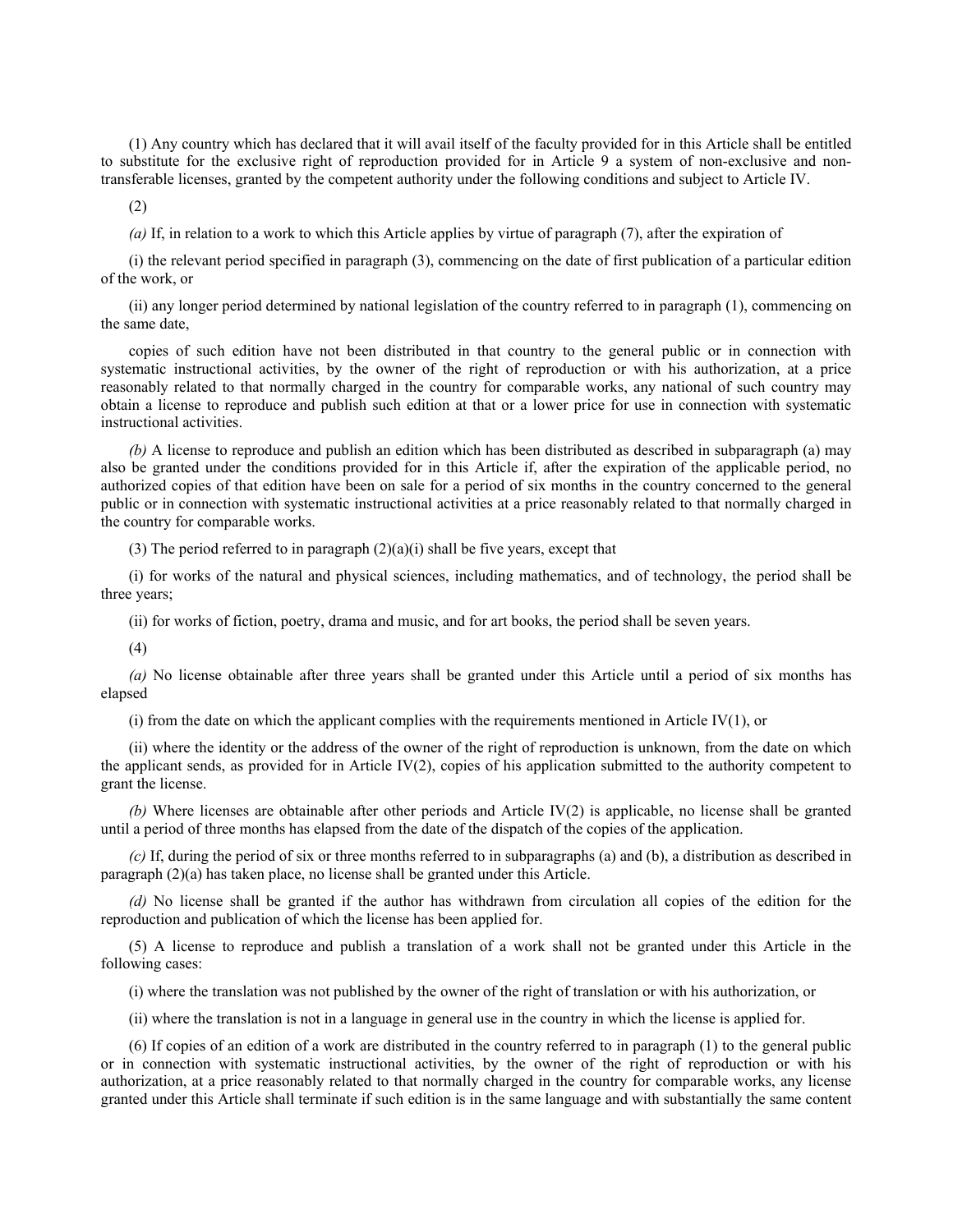(1) Any country which has declared that it will avail itself of the faculty provided for in this Article shall be entitled to substitute for the exclusive right of reproduction provided for in Article 9 a system of non-exclusive and non-transferable licenses, granted by the competent authority under the following conditions and subject to Article IV.

(2)

*(a)* If, in relation to a work to which this Article applies by virtue of paragraph (7), after the expiration of

(i) the relevant period specified in paragraph (3), commencing on the date of first publication of a particular edition of the work, or

(ii) any longer period determined by national legislation of the country referred to in paragraph (1), commencing on the same date,

copies of such edition have not been distributed in that country to the general public or in connection with systematic instructional activities, by the owner of the right of reproduction or with his authorization, at a price reasonably related to that normally charged in the country for comparable works, any national of such country may obtain a license to reproduce and publish such edition at that or a lower price for use in connection with systematic instructional activities.

*(b)* A license to reproduce and publish an edition which has been distributed as described in subparagraph (a) may also be granted under the conditions provided for in this Article if, after the expiration of the applicable period, no authorized copies of that edition have been on sale for a period of six months in the country concerned to the general public or in connection with systematic instructional activities at a price reasonably related to that normally charged in the country for comparable works.

(3) The period referred to in paragraph (2)(a)(i) shall be five years, except that

(i) for works of the natural and physical sciences, including mathematics, and of technology, the period shall be three years;

(ii) for works of fiction, poetry, drama and music, and for art books, the period shall be seven years.

(4)

*(a)* No license obtainable after three years shall be granted under this Article until a period of six months has elapsed

(i) from the date on which the applicant complies with the requirements mentioned in Article IV(1), or

(ii) where the identity or the address of the owner of the right of reproduction is unknown, from the date on which the applicant sends, as provided for in Article IV(2), copies of his application submitted to the authority competent to grant the license.

*(b)* Where licenses are obtainable after other periods and Article IV(2) is applicable, no license shall be granted until a period of three months has elapsed from the date of the dispatch of the copies of the application.

*(c)* If, during the period of six or three months referred to in subparagraphs (a) and (b), a distribution as described in paragraph (2)(a) has taken place, no license shall be granted under this Article.

*(d)* No license shall be granted if the author has withdrawn from circulation all copies of the edition for the reproduction and publication of which the license has been applied for.

(5) A license to reproduce and publish a translation of a work shall not be granted under this Article in the following cases:

(i) where the translation was not published by the owner of the right of translation or with his authorization, or

(ii) where the translation is not in a language in general use in the country in which the license is applied for.

(6) If copies of an edition of a work are distributed in the country referred to in paragraph (1) to the general public or in connection with systematic instructional activities, by the owner of the right of reproduction or with his authorization, at a price reasonably related to that normally charged in the country for comparable works, any license granted under this Article shall terminate if such edition is in the same language and with substantially the same content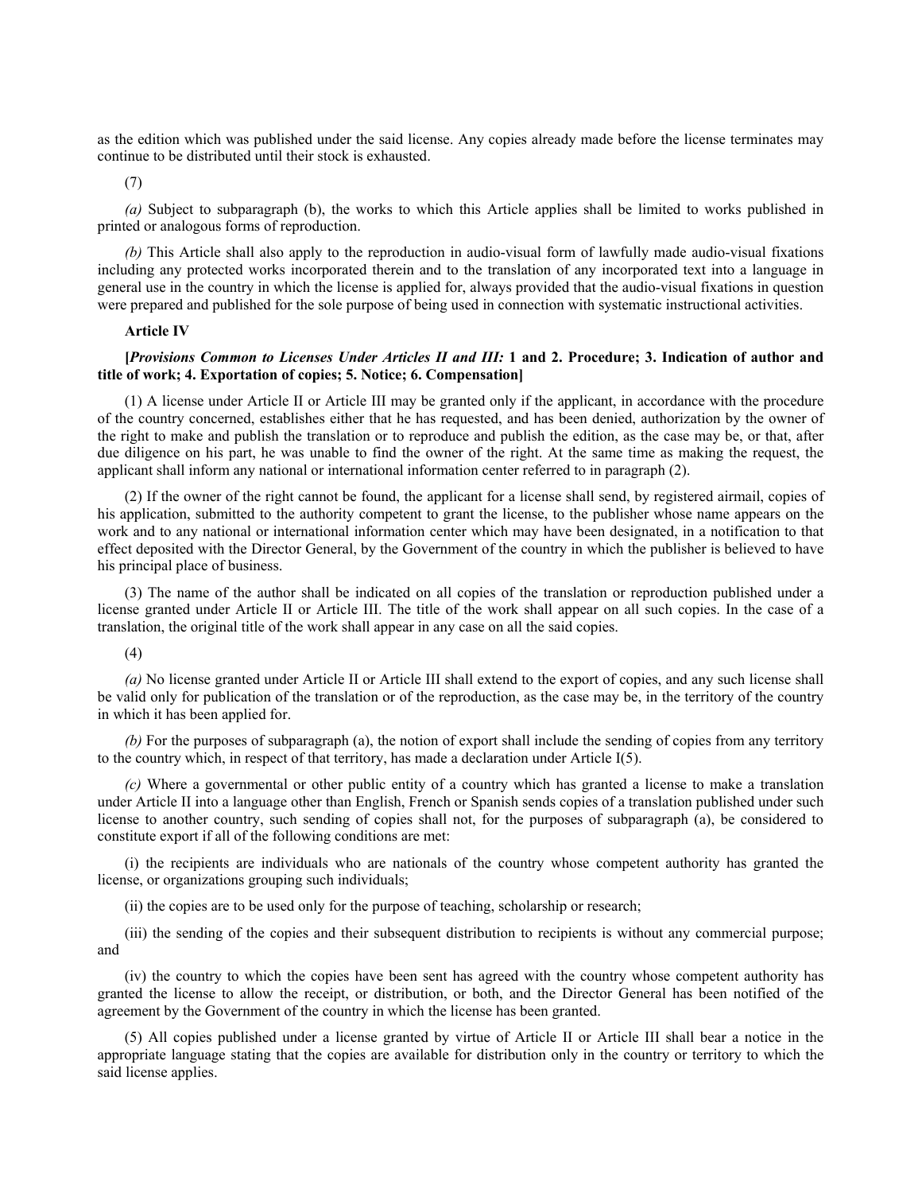as the edition which was published under the said license. Any copies already made before the license terminates may continue to be distributed until their stock is exhausted.

(7)

*(a)* Subject to subparagraph (b), the works to which this Article applies shall be limited to works published in printed or analogous forms of reproduction.

*(b)* This Article shall also apply to the reproduction in audio-visual form of lawfully made audio-visual fixations including any protected works incorporated therein and to the translation of any incorporated text into a language in general use in the country in which the license is applied for, always provided that the audio-visual fixations in question were prepared and published for the sole purpose of being used in connection with systematic instructional activities.

**Article IV**

**[*Provisions Common to Licenses Under Articles II and III:* 1 and 2. Procedure; 3. Indication of author and title of work; 4. Exportation of copies; 5. Notice; 6. Compensation]**

(1) A license under Article II or Article III may be granted only if the applicant, in accordance with the procedure of the country concerned, establishes either that he has requested, and has been denied, authorization by the owner of the right to make and publish the translation or to reproduce and publish the edition, as the case may be, or that, after due diligence on his part, he was unable to find the owner of the right. At the same time as making the request, the applicant shall inform any national or international information center referred to in paragraph (2).

(2) If the owner of the right cannot be found, the applicant for a license shall send, by registered airmail, copies of his application, submitted to the authority competent to grant the license, to the publisher whose name appears on the work and to any national or international information center which may have been designated, in a notification to that effect deposited with the Director General, by the Government of the country in which the publisher is believed to have his principal place of business.

(3) The name of the author shall be indicated on all copies of the translation or reproduction published under a license granted under Article II or Article III. The title of the work shall appear on all such copies. In the case of a translation, the original title of the work shall appear in any case on all the said copies.

(4)

*(a)* No license granted under Article II or Article III shall extend to the export of copies, and any such license shall be valid only for publication of the translation or of the reproduction, as the case may be, in the territory of the country in which it has been applied for.

*(b)* For the purposes of subparagraph (a), the notion of export shall include the sending of copies from any territory to the country which, in respect of that territory, has made a declaration under Article I(5).

*(c)* Where a governmental or other public entity of a country which has granted a license to make a translation under Article II into a language other than English, French or Spanish sends copies of a translation published under such license to another country, such sending of copies shall not, for the purposes of subparagraph (a), be considered to constitute export if all of the following conditions are met:

(i) the recipients are individuals who are nationals of the country whose competent authority has granted the license, or organizations grouping such individuals;

(ii) the copies are to be used only for the purpose of teaching, scholarship or research;

(iii) the sending of the copies and their subsequent distribution to recipients is without any commercial purpose; and

(iv) the country to which the copies have been sent has agreed with the country whose competent authority has granted the license to allow the receipt, or distribution, or both, and the Director General has been notified of the agreement by the Government of the country in which the license has been granted.

(5) All copies published under a license granted by virtue of Article II or Article III shall bear a notice in the appropriate language stating that the copies are available for distribution only in the country or territory to which the said license applies.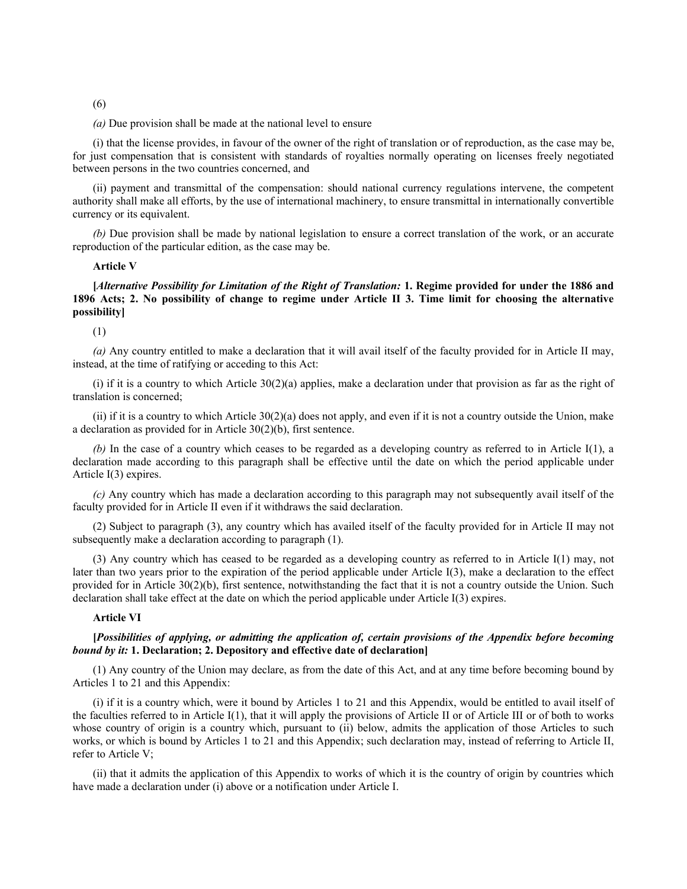(6)

*(a)* Due provision shall be made at the national level to ensure

(i) that the license provides, in favour of the owner of the right of translation or of reproduction, as the case may be, for just compensation that is consistent with standards of royalties normally operating on licenses freely negotiated between persons in the two countries concerned, and

(ii) payment and transmittal of the compensation: should national currency regulations intervene, the competent authority shall make all efforts, by the use of international machinery, to ensure transmittal in internationally convertible currency or its equivalent.

*(b)* Due provision shall be made by national legislation to ensure a correct translation of the work, or an accurate reproduction of the particular edition, as the case may be.

**Article V**

**[*Alternative Possibility for Limitation of the Right of Translation:* 1. Regime provided for under the 1886 and 1896 Acts; 2. No possibility of change to regime under Article II 3. Time limit for choosing the alternative possibility]**

(1)

*(a)* Any country entitled to make a declaration that it will avail itself of the faculty provided for in Article II may, instead, at the time of ratifying or acceding to this Act:

(i) if it is a country to which Article 30(2)(a) applies, make a declaration under that provision as far as the right of translation is concerned;

(ii) if it is a country to which Article 30(2)(a) does not apply, and even if it is not a country outside the Union, make a declaration as provided for in Article 30(2)(b), first sentence.

*(b)* In the case of a country which ceases to be regarded as a developing country as referred to in Article I(1), a declaration made according to this paragraph shall be effective until the date on which the period applicable under Article I(3) expires.

*(c)* Any country which has made a declaration according to this paragraph may not subsequently avail itself of the faculty provided for in Article II even if it withdraws the said declaration.

(2) Subject to paragraph (3), any country which has availed itself of the faculty provided for in Article II may not subsequently make a declaration according to paragraph (1).

(3) Any country which has ceased to be regarded as a developing country as referred to in Article I(1) may, not later than two years prior to the expiration of the period applicable under Article I(3), make a declaration to the effect provided for in Article 30(2)(b), first sentence, notwithstanding the fact that it is not a country outside the Union. Such declaration shall take effect at the date on which the period applicable under Article I(3) expires.

**Article VI**

**[*Possibilities of applying, or admitting the application of, certain provisions of the Appendix before becoming bound by it:* 1. Declaration; 2. Depository and effective date of declaration]**

(1) Any country of the Union may declare, as from the date of this Act, and at any time before becoming bound by Articles 1 to 21 and this Appendix:

(i) if it is a country which, were it bound by Articles 1 to 21 and this Appendix, would be entitled to avail itself of the faculties referred to in Article I(1), that it will apply the provisions of Article II or of Article III or of both to works whose country of origin is a country which, pursuant to (ii) below, admits the application of those Articles to such works, or which is bound by Articles 1 to 21 and this Appendix; such declaration may, instead of referring to Article II, refer to Article V;

(ii) that it admits the application of this Appendix to works of which it is the country of origin by countries which have made a declaration under (i) above or a notification under Article I.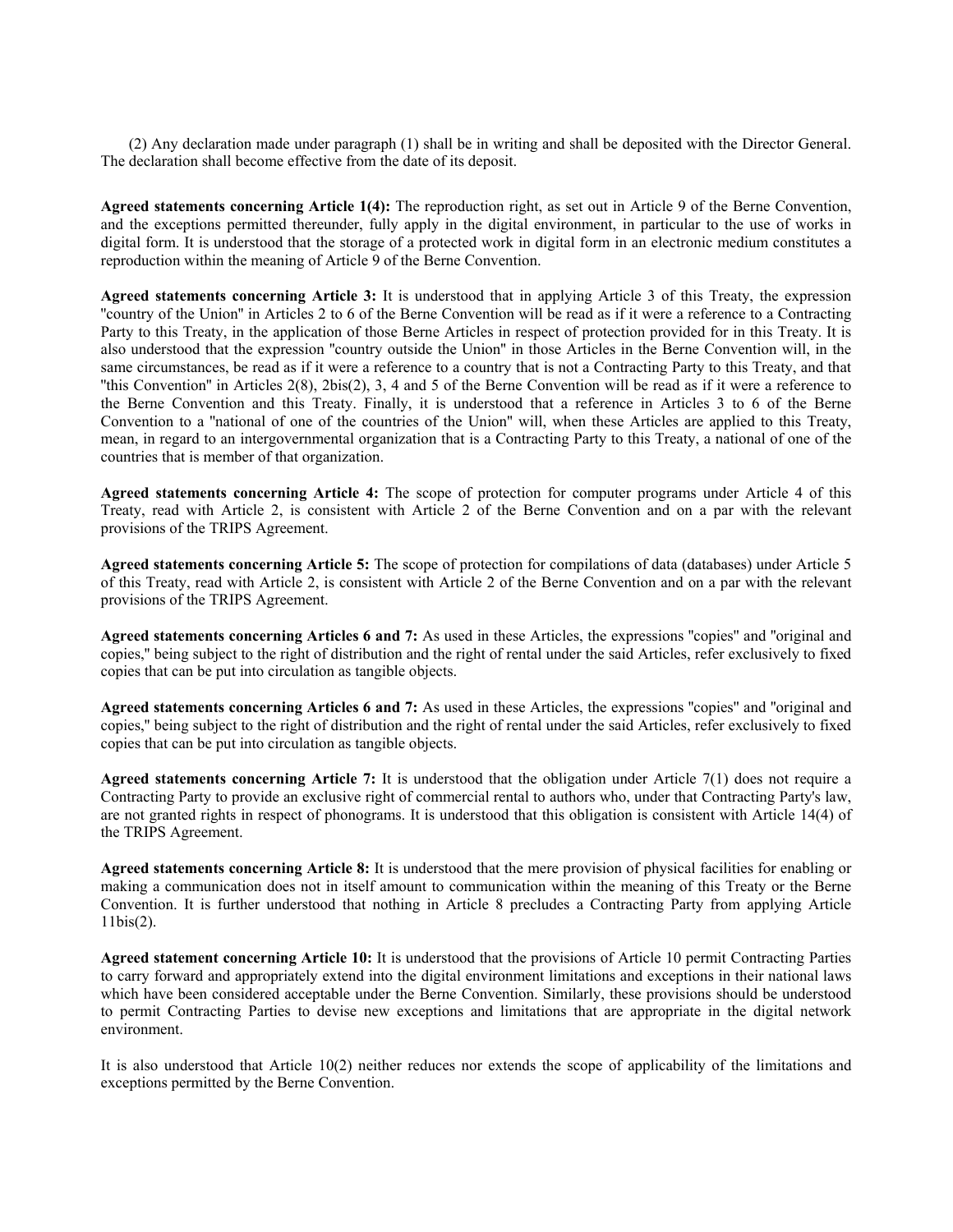(2) Any declaration made under paragraph (1) shall be in writing and shall be deposited with the Director General. The declaration shall become effective from the date of its deposit.

**Agreed statements concerning Article 1(4):** The reproduction right, as set out in Article 9 of the Berne Convention, and the exceptions permitted thereunder, fully apply in the digital environment, in particular to the use of works in digital form. It is understood that the storage of a protected work in digital form in an electronic medium constitutes a reproduction within the meaning of Article 9 of the Berne Convention.

**Agreed statements concerning Article 3:** It is understood that in applying Article 3 of this Treaty, the expression "country of the Union" in Articles 2 to 6 of the Berne Convention will be read as if it were a reference to a Contracting Party to this Treaty, in the application of those Berne Articles in respect of protection provided for in this Treaty. It is also understood that the expression "country outside the Union" in those Articles in the Berne Convention will, in the same circumstances, be read as if it were a reference to a country that is not a Contracting Party to this Treaty, and that "this Convention" in Articles 2(8), 2bis(2), 3, 4 and 5 of the Berne Convention will be read as if it were a reference to the Berne Convention and this Treaty. Finally, it is understood that a reference in Articles 3 to 6 of the Berne Convention to a "national of one of the countries of the Union" will, when these Articles are applied to this Treaty, mean, in regard to an intergovernmental organization that is a Contracting Party to this Treaty, a national of one of the countries that is member of that organization.

**Agreed statements concerning Article 4:** The scope of protection for computer programs under Article 4 of this Treaty, read with Article 2, is consistent with Article 2 of the Berne Convention and on a par with the relevant provisions of the TRIPS Agreement.

**Agreed statements concerning Article 5:** The scope of protection for compilations of data (databases) under Article 5 of this Treaty, read with Article 2, is consistent with Article 2 of the Berne Convention and on a par with the relevant provisions of the TRIPS Agreement.

**Agreed statements concerning Articles 6 and 7:** As used in these Articles, the expressions "copies" and "original and copies," being subject to the right of distribution and the right of rental under the said Articles, refer exclusively to fixed copies that can be put into circulation as tangible objects.

**Agreed statements concerning Articles 6 and 7:** As used in these Articles, the expressions "copies" and "original and copies," being subject to the right of distribution and the right of rental under the said Articles, refer exclusively to fixed copies that can be put into circulation as tangible objects.

**Agreed statements concerning Article 7:** It is understood that the obligation under Article 7(1) does not require a Contracting Party to provide an exclusive right of commercial rental to authors who, under that Contracting Party's law, are not granted rights in respect of phonograms. It is understood that this obligation is consistent with Article 14(4) of the TRIPS Agreement.

**Agreed statements concerning Article 8:** It is understood that the mere provision of physical facilities for enabling or making a communication does not in itself amount to communication within the meaning of this Treaty or the Berne Convention. It is further understood that nothing in Article 8 precludes a Contracting Party from applying Article 11bis(2).

**Agreed statement concerning Article 10:** It is understood that the provisions of Article 10 permit Contracting Parties to carry forward and appropriately extend into the digital environment limitations and exceptions in their national laws which have been considered acceptable under the Berne Convention. Similarly, these provisions should be understood to permit Contracting Parties to devise new exceptions and limitations that are appropriate in the digital network environment.

It is also understood that Article 10(2) neither reduces nor extends the scope of applicability of the limitations and exceptions permitted by the Berne Convention.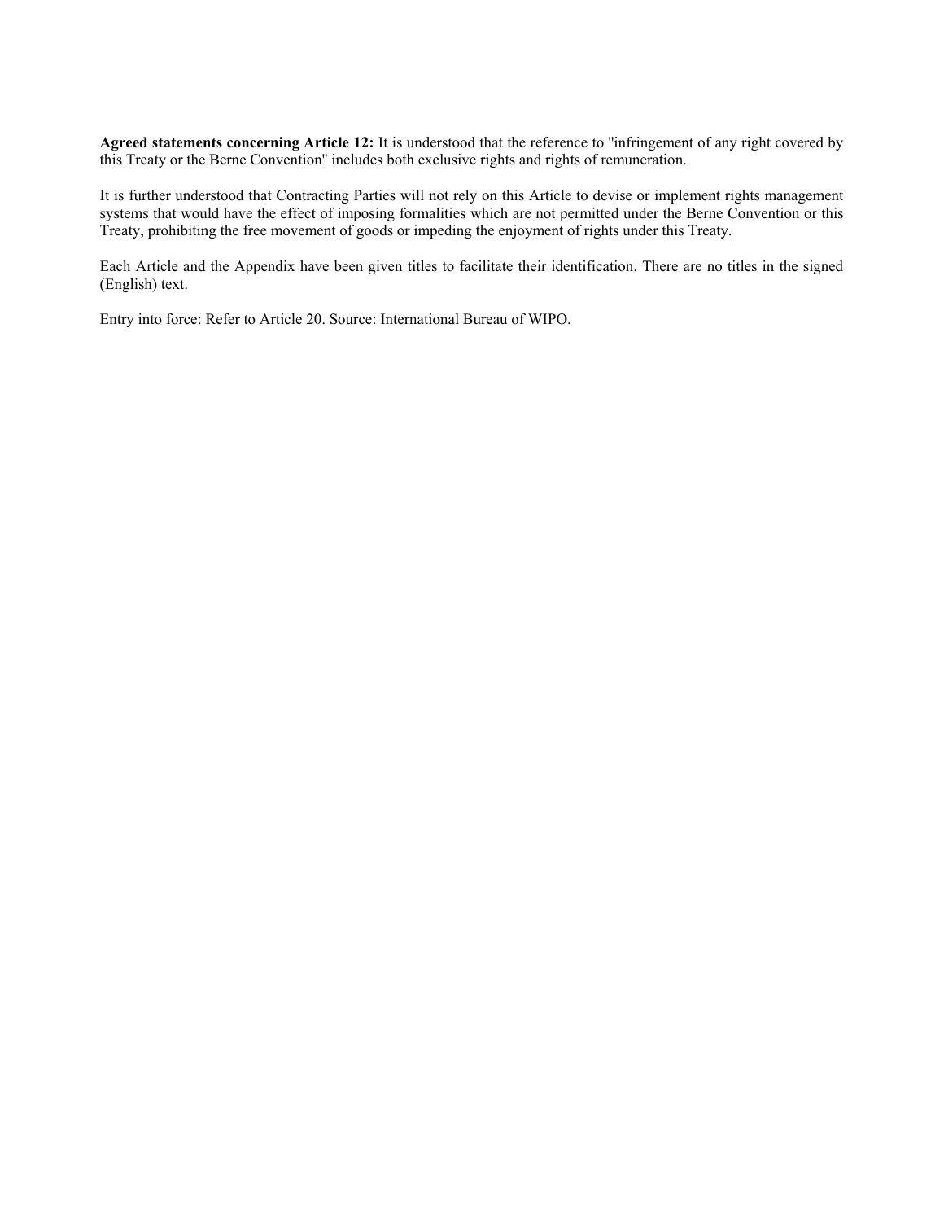**Agreed statements concerning Article 12:** It is understood that the reference to "infringement of any right covered by this Treaty or the Berne Convention" includes both exclusive rights and rights of remuneration.

It is further understood that Contracting Parties will not rely on this Article to devise or implement rights management systems that would have the effect of imposing formalities which are not permitted under the Berne Convention or this Treaty, prohibiting the free movement of goods or impeding the enjoyment of rights under this Treaty.

Each Article and the Appendix have been given titles to facilitate their identification. There are no titles in the signed (English) text.

Entry into force: Refer to Article 20. Source: International Bureau of WIPO.